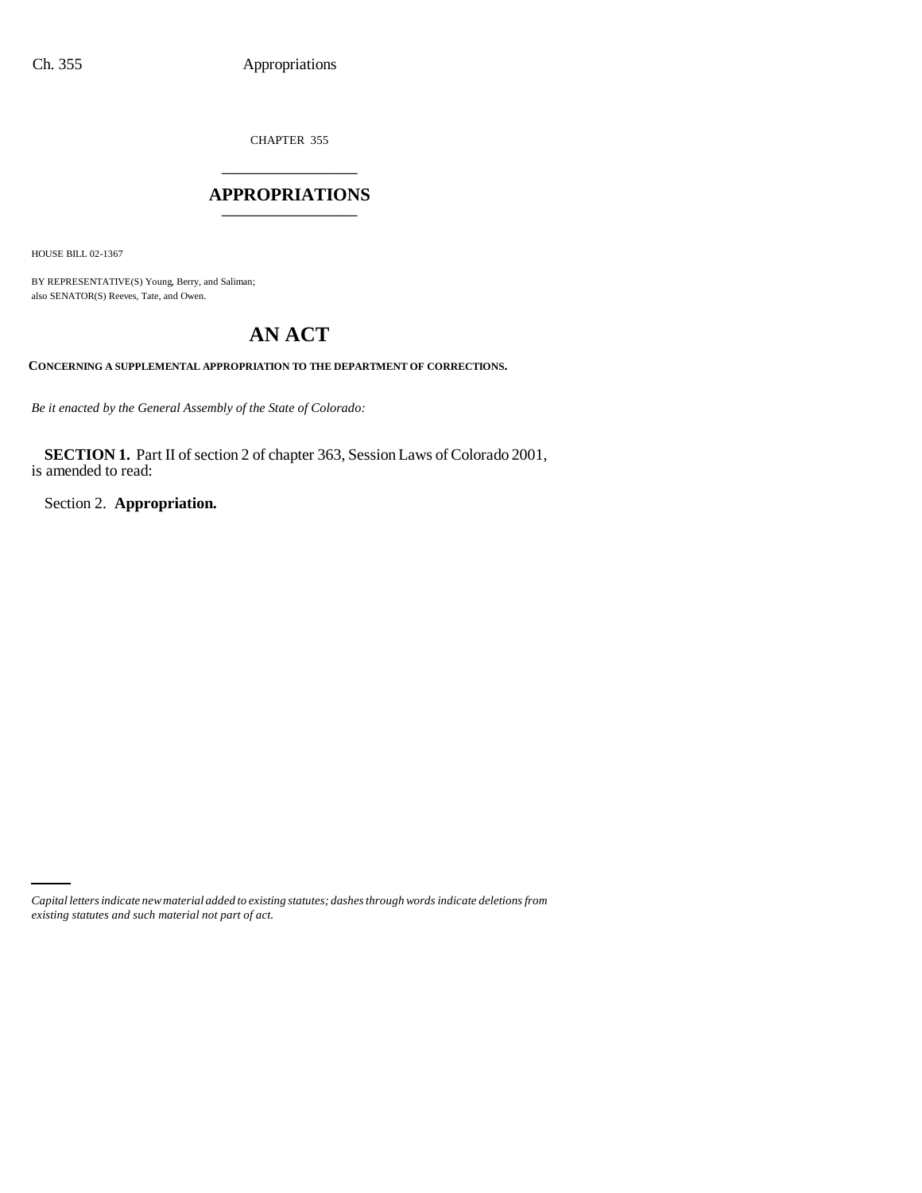CHAPTER 355

# APPROPRIATIONS

HOUSE BILL 02-1367

BY REPRESENTATIVE(S) Young, Berry, and Saliman;
also SENATOR(S) Reeves, Tate, and Owen.

# AN ACT

**CONCERNING A SUPPLEMENTAL APPROPRIATION TO THE DEPARTMENT OF CORRECTIONS.**

*Be it enacted by the General Assembly of the State of Colorado:*

**SECTION 1.** Part II of section 2 of chapter 363, Session Laws of Colorado 2001, is amended to read:

Section 2. **Appropriation.**

*Capital letters indicate new material added to existing statutes; dashes through words indicate deletions from existing statutes and such material not part of act.*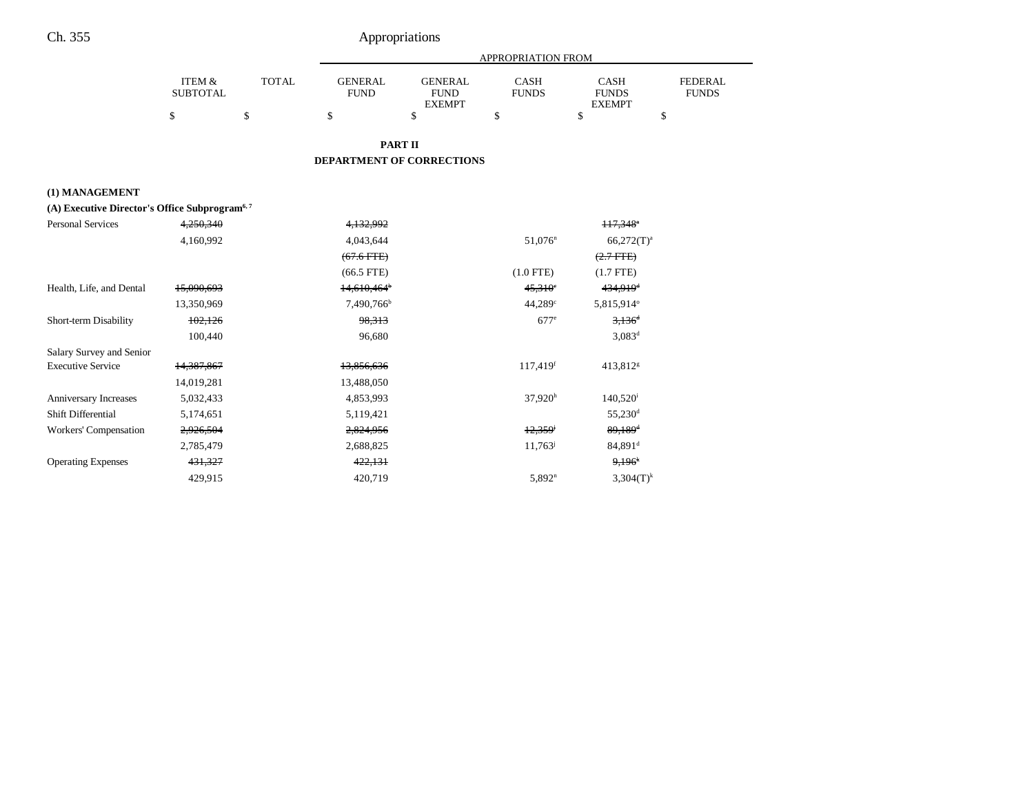# PART II
## DEPARTMENT OF CORRECTIONS

| | ITEM & SUBTOTAL | TOTAL | APPROPRIATION FROM GENERAL FUND | GENERAL FUND EXEMPT | CASH FUNDS | CASH FUNDS EXEMPT | FEDERAL FUNDS |
|---|---|---|---|---|---|---|---|
| | $ | $ | $ | $ | $ | $ | $ |
| **(1) MANAGEMENT** | | | | | | | |
| **(A) Executive Director's Office Subprogram[6, 7]** | | | | | | | |
| Personal Services | ~~4,250,340~~ | | ~~4,132,992~~ | | | ~~117,348[a]~~ | |
| | 4,160,992 | | 4,043,644 | | 51,076[n] | 66,272(T)[a] | |
| | | | ~~(67.6 FTE)~~ | | | ~~(2.7 FTE)~~ | |
| | | | (66.5 FTE) | | (1.0 FTE) | (1.7 FTE) | |
| Health, Life, and Dental | ~~15,090,693~~ | | ~~14,610,464[b]~~ | | ~~45,310[c]~~ | ~~434,919[d]~~ | |
| | 13,350,969 | | 7,490,766[b] | | 44,289[c] | 5,815,914[o] | |
| Short-term Disability | ~~102,126~~ | | ~~98,313~~ | | 677[e] | ~~3,136[d]~~ | |
| | 100,440 | | 96,680 | | | 3,083[d] | |
| Salary Survey and Senior Executive Service | ~~14,387,867~~ | | ~~13,856,636~~ | | 117,419[f] | 413,812[g] | |
| | 14,019,281 | | 13,488,050 | | | | |
| Anniversary Increases | 5,032,433 | | 4,853,993 | | 37,920[h] | 140,520[i] | |
| Shift Differential | 5,174,651 | | 5,119,421 | | | 55,230[d] | |
| Workers' Compensation | ~~2,926,504~~ | | ~~2,824,956~~ | | ~~12,359[j]~~ | ~~89,189[d]~~ | |
| | 2,785,479 | | 2,688,825 | | 11,763[j] | 84,891[d] | |
| Operating Expenses | ~~431,327~~ | | ~~422,131~~ | | | ~~9,196[k]~~ | |
| | 429,915 | | 420,719 | | 5,892[n] | 3,304(T)[k] | |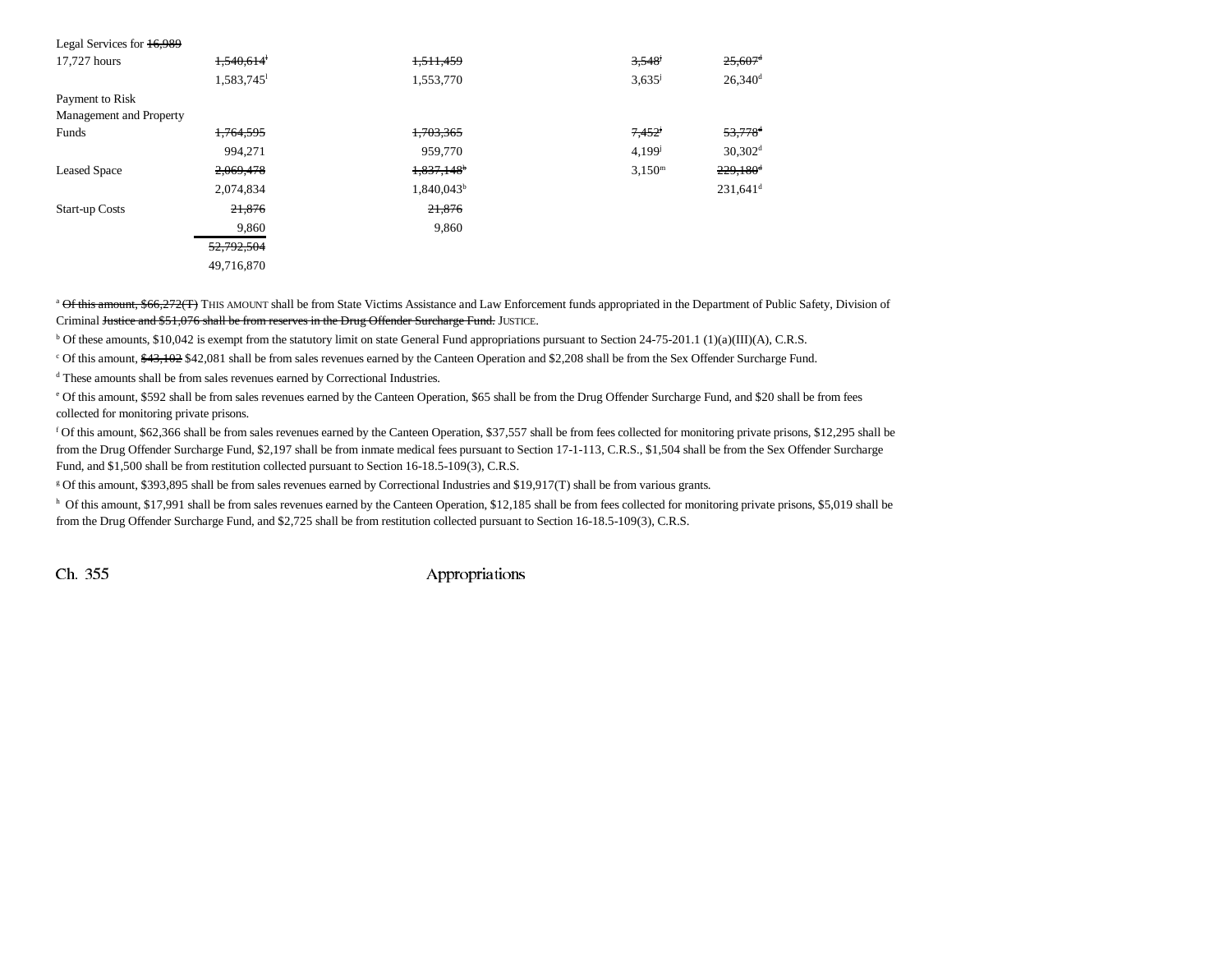| | | | | |
|---|---|---|---|---|
| Legal Services for ~~16,989~~ 17,727 hours | ~~1,540,614~~[i] | ~~1,511,459~~ | ~~3,548~~[j] | ~~25,607~~[d] |
| | 1,583,745[i] | 1,553,770 | 3,635[j] | 26,340[d] |
| Payment to Risk Management and Property Funds | ~~1,764,595~~ | ~~1,703,365~~ | ~~7,452~~[j] | ~~53,778~~[d] |
| | 994,271 | 959,770 | 4,199[j] | 30,302[d] |
| Leased Space | ~~2,069,478~~ | ~~1,837,148~~[b] | 3,150[m] | ~~229,180~~[d] |
| | 2,074,834 | 1,840,043[b] | | 231,641[d] |
| Start-up Costs | ~~21,876~~ | ~~21,876~~ | | |
| | 9,860 | 9,860 | | |
| | ~~52,792,504~~ | | | |
| | 49,716,870 | | | |

[a] ~~Of this amount, $66,272(T)~~ THIS AMOUNT shall be from State Victims Assistance and Law Enforcement funds appropriated in the Department of Public Safety, Division of Criminal ~~Justice and $51,076 shall be from reserves in the Drug Offender Surcharge Fund.~~ JUSTICE.

[b] Of these amounts, $10,042 is exempt from the statutory limit on state General Fund appropriations pursuant to Section 24-75-201.1 (1)(a)(III)(A), C.R.S.

[c] Of this amount, ~~$43,102~~ $42,081 shall be from sales revenues earned by the Canteen Operation and $2,208 shall be from the Sex Offender Surcharge Fund.

[d] These amounts shall be from sales revenues earned by Correctional Industries.

[e] Of this amount, $592 shall be from sales revenues earned by the Canteen Operation, $65 shall be from the Drug Offender Surcharge Fund, and $20 shall be from fees collected for monitoring private prisons.

[f] Of this amount, $62,366 shall be from sales revenues earned by the Canteen Operation, $37,557 shall be from fees collected for monitoring private prisons, $12,295 shall be from the Drug Offender Surcharge Fund, $2,197 shall be from inmate medical fees pursuant to Section 17-1-113, C.R.S., $1,504 shall be from the Sex Offender Surcharge Fund, and $1,500 shall be from restitution collected pursuant to Section 16-18.5-109(3), C.R.S.

[g] Of this amount, $393,895 shall be from sales revenues earned by Correctional Industries and $19,917(T) shall be from various grants.

[h] Of this amount, $17,991 shall be from sales revenues earned by the Canteen Operation, $12,185 shall be from fees collected for monitoring private prisons, $5,019 shall be from the Drug Offender Surcharge Fund, and $2,725 shall be from restitution collected pursuant to Section 16-18.5-109(3), C.R.S.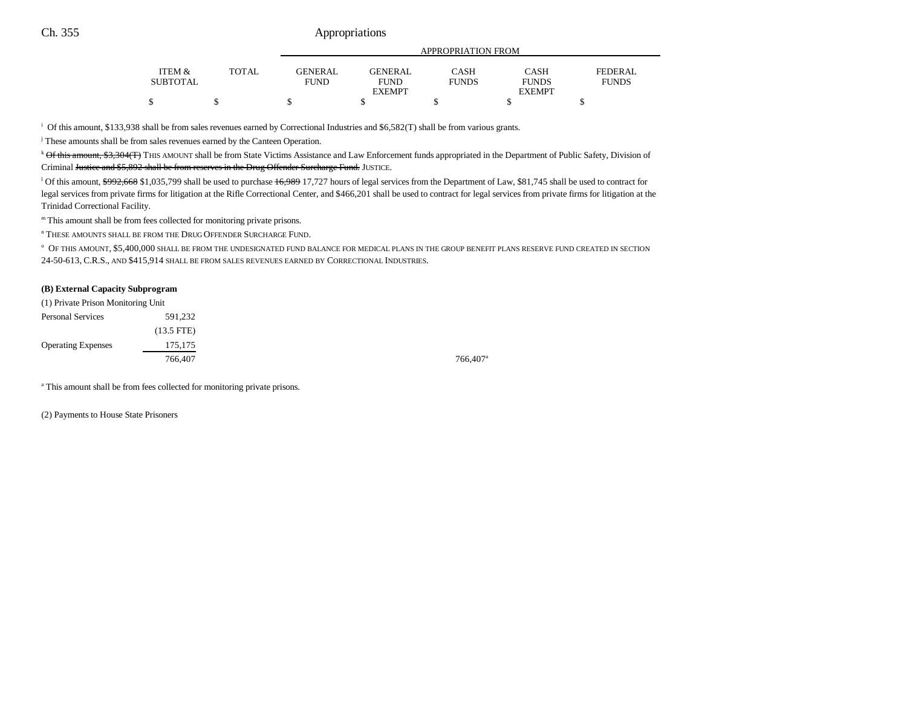| | ITEM & SUBTOTAL | TOTAL | APPROPRIATION FROM GENERAL FUND | GENERAL FUND EXEMPT | CASH FUNDS | CASH FUNDS EXEMPT | FEDERAL FUNDS |
|---|---|---|---|---|---|---|---|
| | $ | $ | $ | $ | $ | $ | $ |

[i] Of this amount, $133,938 shall be from sales revenues earned by Correctional Industries and $6,582(T) shall be from various grants.

[j] These amounts shall be from sales revenues earned by the Canteen Operation.

[k] ~~Of this amount, $3,304(T)~~ THIS AMOUNT shall be from State Victims Assistance and Law Enforcement funds appropriated in the Department of Public Safety, Division of Criminal ~~Justice and $5,892 shall be from reserves in the Drug Offender Surcharge Fund.~~ JUSTICE.

[l] Of this amount, ~~$992,668~~ $1,035,799 shall be used to purchase ~~16,989~~ 17,727 hours of legal services from the Department of Law, $81,745 shall be used to contract for legal services from private firms for litigation at the Rifle Correctional Center, and $466,201 shall be used to contract for legal services from private firms for litigation at the Trinidad Correctional Facility.

[m] This amount shall be from fees collected for monitoring private prisons.

[n] THESE AMOUNTS SHALL BE FROM THE DRUG OFFENDER SURCHARGE FUND.

[o] OF THIS AMOUNT, $5,400,000 SHALL BE FROM THE UNDESIGNATED FUND BALANCE FOR MEDICAL PLANS IN THE GROUP BENEFIT PLANS RESERVE FUND CREATED IN SECTION 24-50-613, C.R.S., AND $415,914 SHALL BE FROM SALES REVENUES EARNED BY CORRECTIONAL INDUSTRIES.

**(B) External Capacity Subprogram**

(1) Private Prison Monitoring Unit

| | ITEM & SUBTOTAL | TOTAL | GENERAL FUND | GENERAL FUND EXEMPT | CASH FUNDS | CASH FUNDS EXEMPT | FEDERAL FUNDS |
|---|---|---|---|---|---|---|---|
| Personal Services | 591,232 | | | | | | |
| | (13.5 FTE) | | | | | | |
| Operating Expenses | 175,175 | | | | | | |
| | 766,407 | | | | 766,407[a] | | |

[a] This amount shall be from fees collected for monitoring private prisons.

(2) Payments to House State Prisoners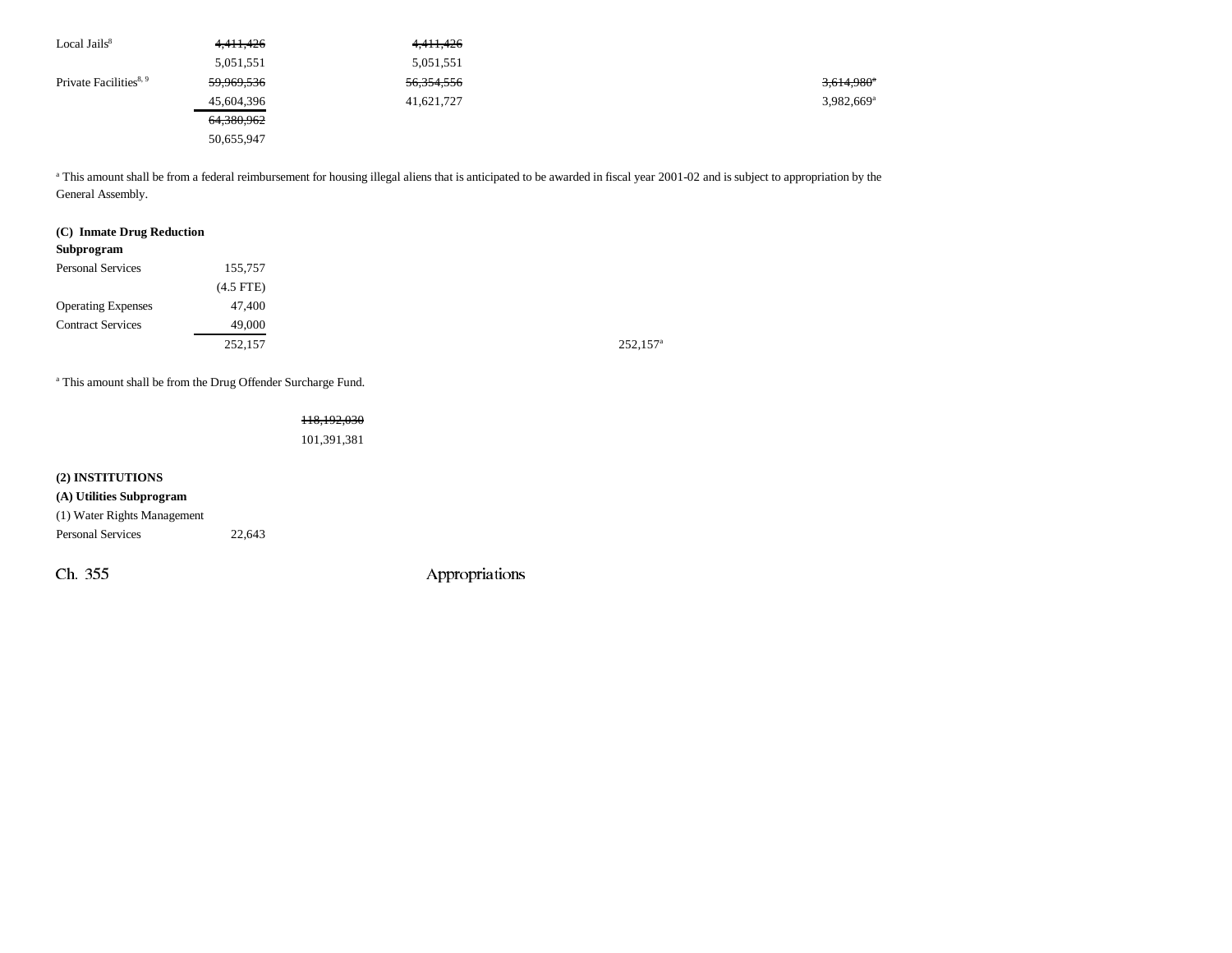| | | | | | |
|---|---|---|---|---|---|
| Local Jails[8] | ~~4,411,426~~ | ~~4,411,426~~ | | | |
| | 5,051,551 | 5,051,551 | | | |
| Private Facilities[8, 9] | ~~59,969,536~~ | ~~56,354,556~~ | | | ~~3,614,980~~[a] |
| | 45,604,396 | 41,621,727 | | | 3,982,669[a] |
| | ~~64,380,962~~ | | | | |
| | 50,655,947 | | | | |

[a] This amount shall be from a federal reimbursement for housing illegal aliens that is anticipated to be awarded in fiscal year 2001-02 and is subject to appropriation by the General Assembly.

**(C) Inmate Drug Reduction Subprogram**

| | | | |
|---|---|---|---|
| Personal Services | 155,757 | | |
| | (4.5 FTE) | | |
| Operating Expenses | 47,400 | | |
| Contract Services | 49,000 | | |
| | 252,157 | | 252,157[a] |

[a] This amount shall be from the Drug Offender Surcharge Fund.

~~118,192,030~~
101,391,381

**(2) INSTITUTIONS**

**(A) Utilities Subprogram**

(1) Water Rights Management

| | |
|---|---|
| Personal Services | 22,643 |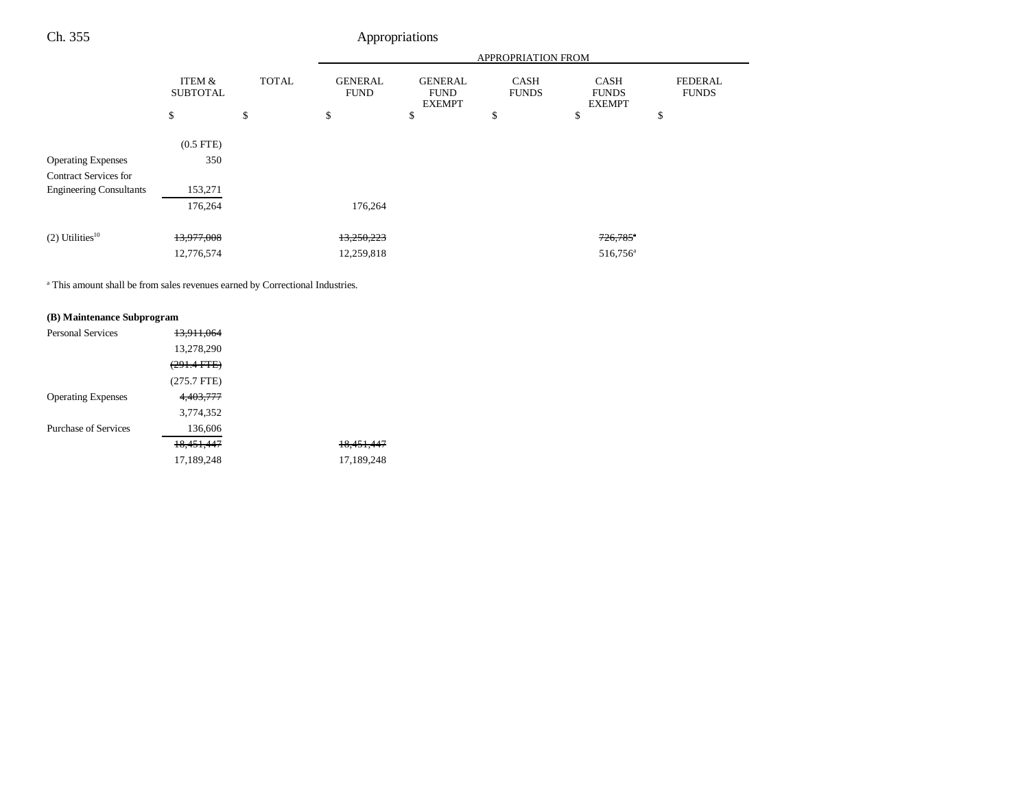| | ITEM & SUBTOTAL | TOTAL | APPROPRIATION FROM GENERAL FUND | GENERAL FUND EXEMPT | CASH FUNDS | CASH FUNDS EXEMPT | FEDERAL FUNDS |
|---|---|---|---|---|---|---|---|
| | $ | $ | $ | $ | $ | $ | $ |
| | (0.5 FTE) | | | | | | |
| Operating Expenses | 350 | | | | | | |
| Contract Services for Engineering Consultants | 153,271 | | | | | | |
| | 176,264 | | 176,264 | | | | |
| (2) Utilities[10] | ~~13,977,008~~ | | ~~13,250,223~~ | | | ~~726,785~~[a] | |
| | 12,776,574 | | 12,259,818 | | | 516,756[a] | |

[a] This amount shall be from sales revenues earned by Correctional Industries.

**(B) Maintenance Subprogram**

| | ITEM & SUBTOTAL | TOTAL | GENERAL FUND | GENERAL FUND EXEMPT | CASH FUNDS | CASH FUNDS EXEMPT | FEDERAL FUNDS |
|---|---|---|---|---|---|---|---|
| Personal Services | ~~13,911,064~~ | | | | | | |
| | 13,278,290 | | | | | | |
| | ~~(291.4 FTE)~~ | | | | | | |
| | (275.7 FTE) | | | | | | |
| Operating Expenses | ~~4,403,777~~ | | | | | | |
| | 3,774,352 | | | | | | |
| Purchase of Services | 136,606 | | | | | | |
| | ~~18,451,447~~ | | ~~18,451,447~~ | | | | |
| | 17,189,248 | | 17,189,248 | | | | |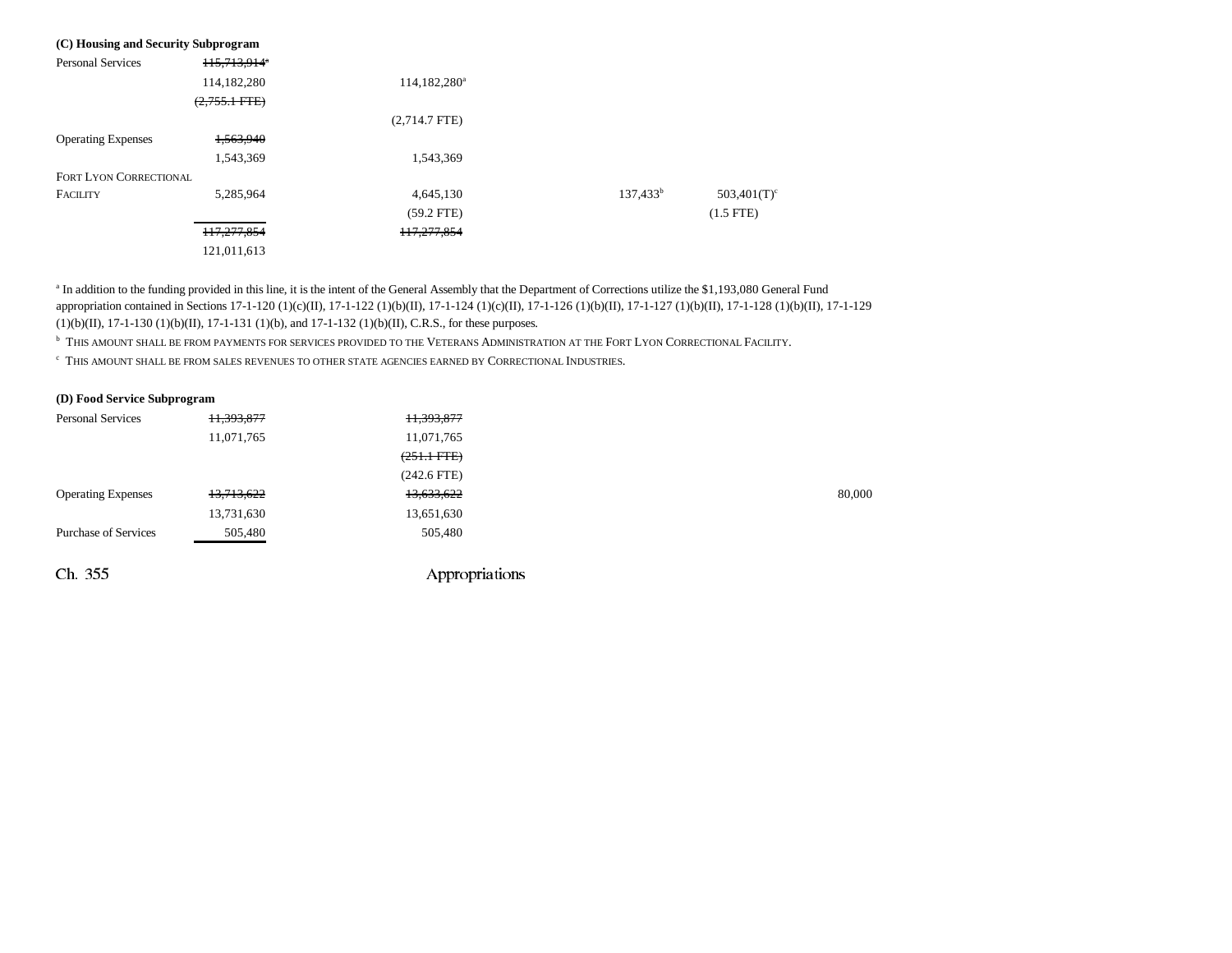**(C) Housing and Security Subprogram**

| | | | | | | |
|---|---|---|---|---|---|---|
| Personal Services | ~~115,713,914~~[a] | | | | | |
| | 114,182,280 | 114,182,280[a] | | | | |
| | ~~(2,755.1 FTE)~~ | | | | | |
| | | (2,714.7 FTE) | | | | |
| Operating Expenses | ~~1,563,940~~ | | | | | |
| | 1,543,369 | 1,543,369 | | | | |
| FORT LYON CORRECTIONAL FACILITY | 5,285,964 | 4,645,130 | | 137,433[b] | 503,401(T)[c] | |
| | | (59.2 FTE) | | | (1.5 FTE) | |
| | ~~117,277,854~~ | ~~117,277,854~~ | | | | |
| | 121,011,613 | | | | | |

[a] In addition to the funding provided in this line, it is the intent of the General Assembly that the Department of Corrections utilize the $1,193,080 General Fund appropriation contained in Sections 17-1-120 (1)(c)(II), 17-1-122 (1)(b)(II), 17-1-124 (1)(c)(II), 17-1-126 (1)(b)(II), 17-1-127 (1)(b)(II), 17-1-128 (1)(b)(II), 17-1-129 (1)(b)(II), 17-1-130 (1)(b)(II), 17-1-131 (1)(b), and 17-1-132 (1)(b)(II), C.R.S., for these purposes.

[b] THIS AMOUNT SHALL BE FROM PAYMENTS FOR SERVICES PROVIDED TO THE VETERANS ADMINISTRATION AT THE FORT LYON CORRECTIONAL FACILITY.

[c] THIS AMOUNT SHALL BE FROM SALES REVENUES TO OTHER STATE AGENCIES EARNED BY CORRECTIONAL INDUSTRIES.

**(D) Food Service Subprogram**

| | | | | | | |
|---|---|---|---|---|---|---|
| Personal Services | ~~11,393,877~~ | ~~11,393,877~~ | | | | |
| | 11,071,765 | 11,071,765 | | | | |
| | | ~~(251.1 FTE)~~ | | | | |
| | | (242.6 FTE) | | | | |
| Operating Expenses | ~~13,713,622~~ | ~~13,633,622~~ | | | | 80,000 |
| | 13,731,630 | 13,651,630 | | | | |
| Purchase of Services | 505,480 | 505,480 | | | | |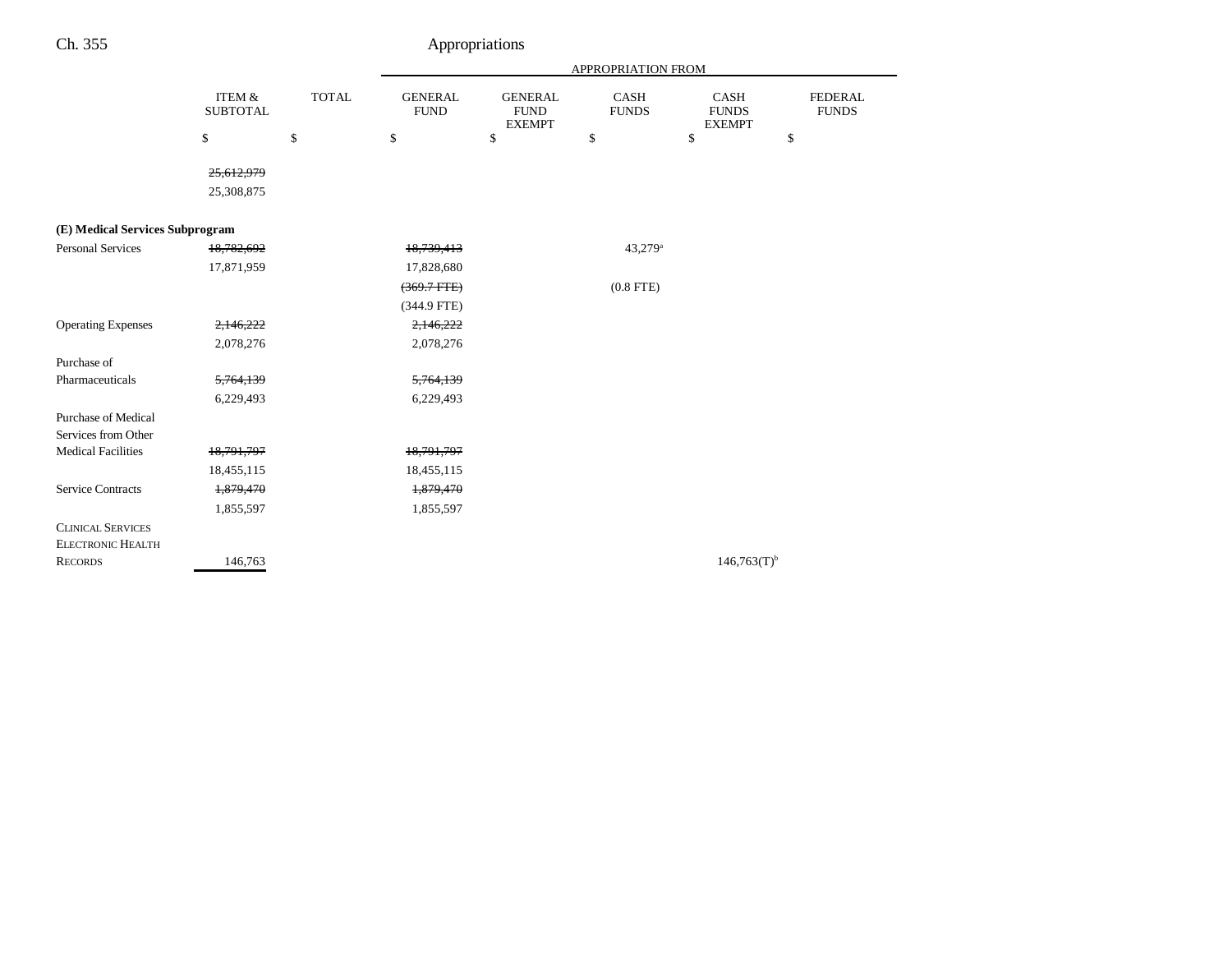| | ITEM & SUBTOTAL | TOTAL | GENERAL FUND | GENERAL FUND EXEMPT | CASH FUNDS | CASH FUNDS EXEMPT | FEDERAL FUNDS |
|---|---|---|---|---|---|---|---|
| | | | APPROPRIATION FROM | | | | |
| | $ | $ | $ | $ | $ | $ | $ |
| | ~~25,612,979~~ | | | | | | |
| | 25,308,875 | | | | | | |
| **(E) Medical Services Subprogram** | | | | | | | |
| Personal Services | ~~18,782,692~~ | | ~~18,739,413~~ | | 43,279[a] | | |
| | 17,871,959 | | 17,828,680 | | | | |
| | | | ~~(369.7 FTE)~~ | | (0.8 FTE) | | |
| | | | (344.9 FTE) | | | | |
| Operating Expenses | ~~2,146,222~~ | | ~~2,146,222~~ | | | | |
| | 2,078,276 | | 2,078,276 | | | | |
| Purchase of Pharmaceuticals | ~~5,764,139~~ | | ~~5,764,139~~ | | | | |
| | 6,229,493 | | 6,229,493 | | | | |
| Purchase of Medical Services from Other Medical Facilities | ~~18,791,797~~ | | ~~18,791,797~~ | | | | |
| | 18,455,115 | | 18,455,115 | | | | |
| Service Contracts | ~~1,879,470~~ | | ~~1,879,470~~ | | | | |
| | 1,855,597 | | 1,855,597 | | | | |
| CLINICAL SERVICES ELECTRONIC HEALTH RECORDS | 146,763 | | | | | 146,763(T)[b] | |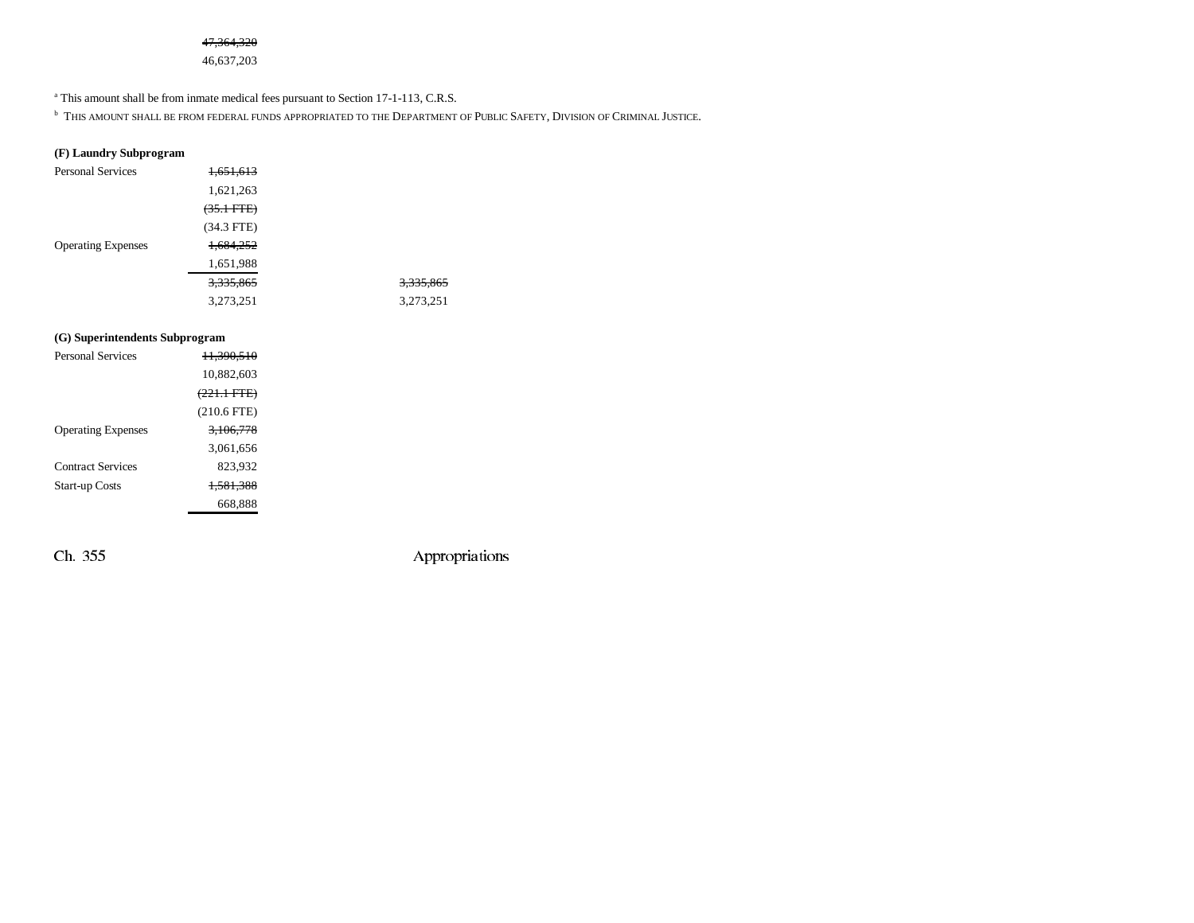| | | |
|---|---|---|
| | ~~47,364,320~~ | |
| | 46,637,203 | |

[a] This amount shall be from inmate medical fees pursuant to Section 17-1-113, C.R.S.

[b] THIS AMOUNT SHALL BE FROM FEDERAL FUNDS APPROPRIATED TO THE DEPARTMENT OF PUBLIC SAFETY, DIVISION OF CRIMINAL JUSTICE.

**(F) Laundry Subprogram**

| | | |
|---|---|---|
| Personal Services | ~~1,651,613~~ | |
| | 1,621,263 | |
| | ~~(35.1 FTE)~~ | |
| | (34.3 FTE) | |
| Operating Expenses | ~~1,684,252~~ | |
| | 1,651,988 | |
| | ~~3,335,865~~ | ~~3,335,865~~ |
| | 3,273,251 | 3,273,251 |

**(G) Superintendents Subprogram**

| | |
|---|---|
| Personal Services | ~~11,390,510~~ |
| | 10,882,603 |
| | ~~(221.1 FTE)~~ |
| | (210.6 FTE) |
| Operating Expenses | ~~3,106,778~~ |
| | 3,061,656 |
| Contract Services | 823,932 |
| Start-up Costs | ~~1,581,388~~ |
| | 668,888 |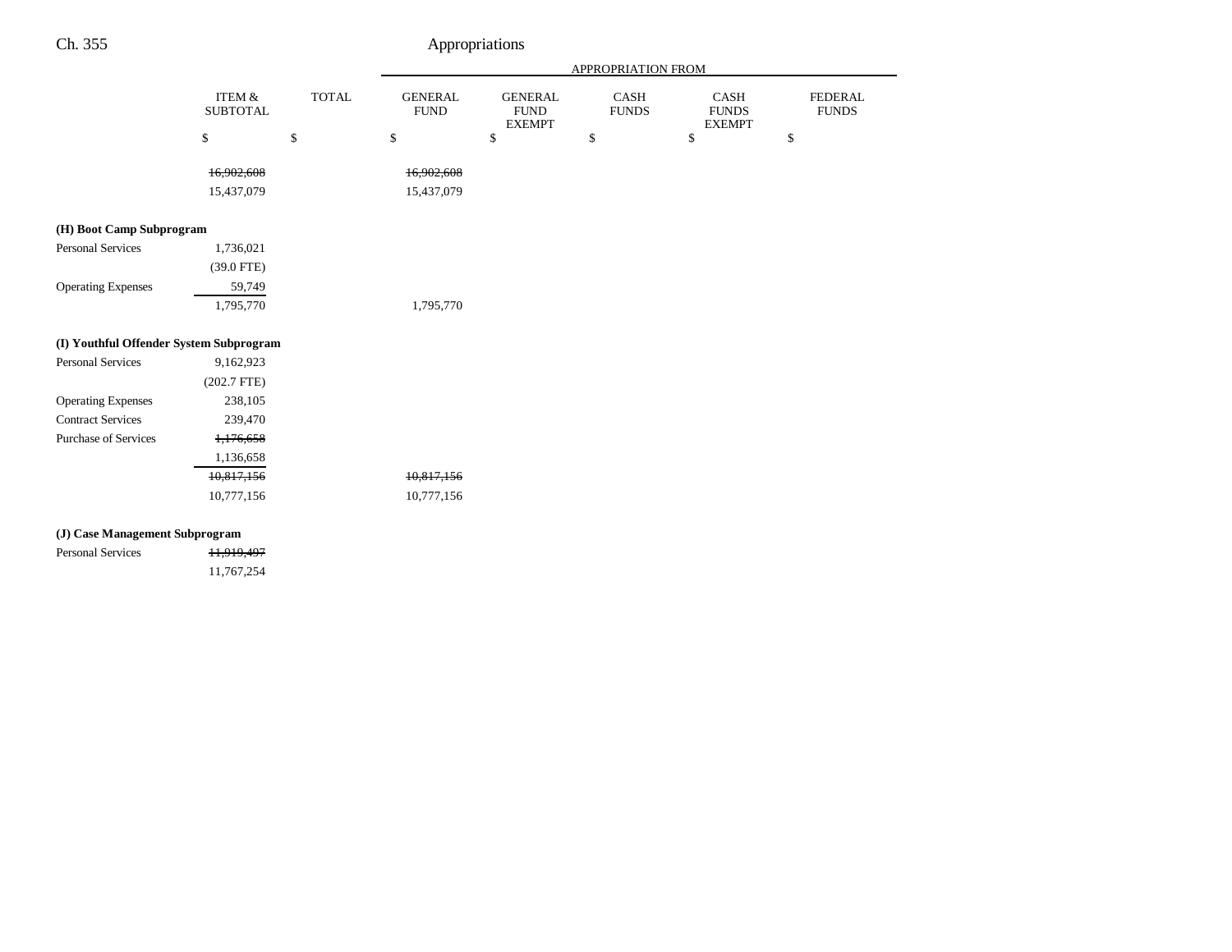| | ITEM & SUBTOTAL | TOTAL | GENERAL FUND | GENERAL FUND EXEMPT | CASH FUNDS | CASH FUNDS EXEMPT | FEDERAL FUNDS |
|---|---|---|---|---|---|---|---|
| | | | APPROPRIATION FROM | | | | |
| | $ | $ | $ | $ | $ | $ | $ |
| | ~~16,902,608~~ | | ~~16,902,608~~ | | | | |
| | 15,437,079 | | 15,437,079 | | | | |
| **(H) Boot Camp Subprogram** | | | | | | | |
| Personal Services | 1,736,021 | | | | | | |
| | (39.0 FTE) | | | | | | |
| Operating Expenses | 59,749 | | | | | | |
| | 1,795,770 | | 1,795,770 | | | | |
| **(I) Youthful Offender System Subprogram** | | | | | | | |
| Personal Services | 9,162,923 | | | | | | |
| | (202.7 FTE) | | | | | | |
| Operating Expenses | 238,105 | | | | | | |
| Contract Services | 239,470 | | | | | | |
| Purchase of Services | ~~1,176,658~~ | | | | | | |
| | 1,136,658 | | | | | | |
| | ~~10,817,156~~ | | ~~10,817,156~~ | | | | |
| | 10,777,156 | | 10,777,156 | | | | |
| **(J) Case Management Subprogram** | | | | | | | |
| Personal Services | ~~11,919,497~~ | | | | | | |
| | 11,767,254 | | | | | | |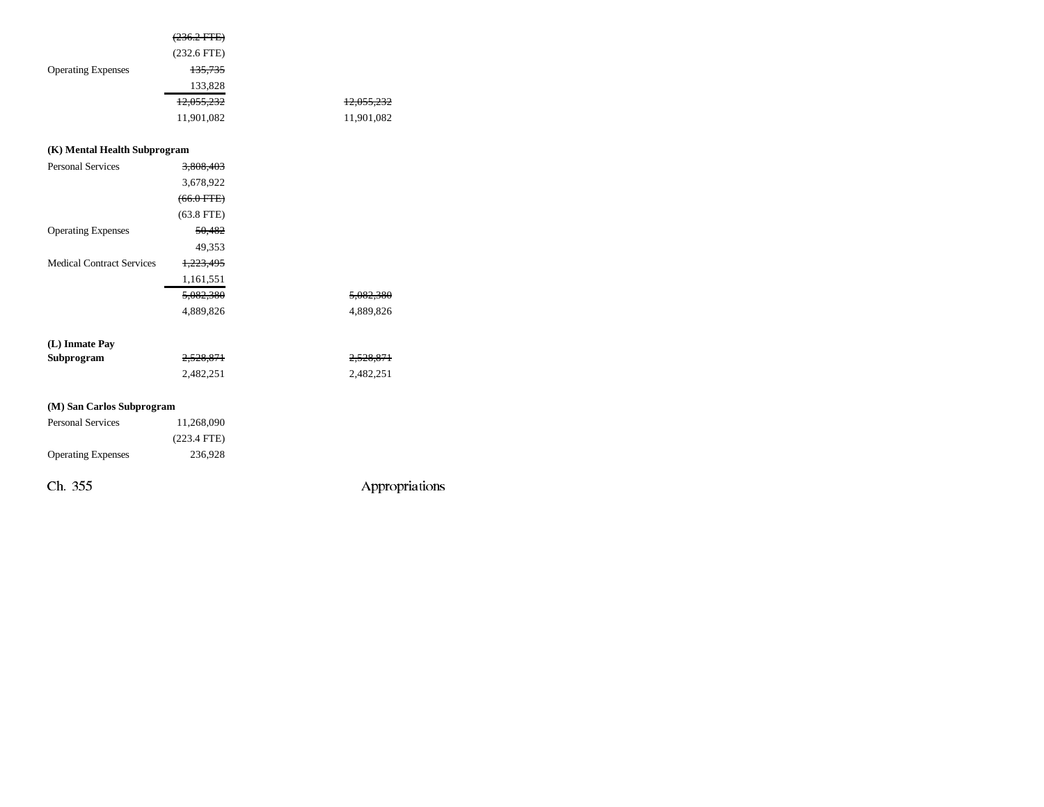| | | |
|---|---|---|
| | ~~(236.2 FTE)~~ | |
| | (232.6 FTE) | |
| Operating Expenses | ~~135,735~~ | |
| | 133,828 | |
| | ~~12,055,232~~ | ~~12,055,232~~ |
| | 11,901,082 | 11,901,082 |
| **(K) Mental Health Subprogram** | | |
| Personal Services | ~~3,808,403~~ | |
| | 3,678,922 | |
| | ~~(66.0 FTE)~~ | |
| | (63.8 FTE) | |
| Operating Expenses | ~~50,482~~ | |
| | 49,353 | |
| Medical Contract Services | ~~1,223,495~~ | |
| | 1,161,551 | |
| | ~~5,082,380~~ | ~~5,082,380~~ |
| | 4,889,826 | 4,889,826 |
| **(L) Inmate Pay Subprogram** | ~~2,528,871~~ | ~~2,528,871~~ |
| | 2,482,251 | 2,482,251 |
| **(M) San Carlos Subprogram** | | |
| Personal Services | 11,268,090 | |
| | (223.4 FTE) | |
| Operating Expenses | 236,928 | |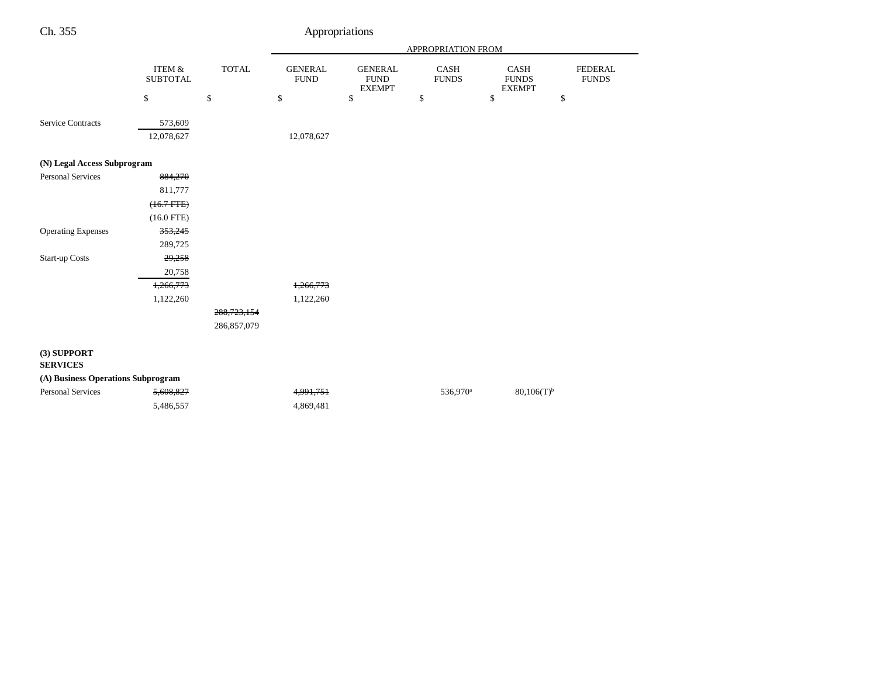| | ITEM & SUBTOTAL | TOTAL | GENERAL FUND | GENERAL FUND EXEMPT | CASH FUNDS | CASH FUNDS EXEMPT | FEDERAL FUNDS |
|---|---|---|---|---|---|---|---|
| | | | APPROPRIATION FROM | | | | |
| | $ | $ | $ | $ | $ | $ | $ |
| Service Contracts | 573,609 | | | | | | |
| | 12,078,627 | | 12,078,627 | | | | |
| **(N) Legal Access Subprogram** | | | | | | | |
| Personal Services | ~~884,270~~ | | | | | | |
| | 811,777 | | | | | | |
| | ~~(16.7 FTE)~~ | | | | | | |
| | (16.0 FTE) | | | | | | |
| Operating Expenses | ~~353,245~~ | | | | | | |
| | 289,725 | | | | | | |
| Start-up Costs | ~~29,258~~ | | | | | | |
| | 20,758 | | | | | | |
| | ~~1,266,773~~ | | ~~1,266,773~~ | | | | |
| | 1,122,260 | | 1,122,260 | | | | |
| | | ~~288,723,154~~ | | | | | |
| | | 286,857,079 | | | | | |
| **(3) SUPPORT SERVICES** | | | | | | | |
| **(A) Business Operations Subprogram** | | | | | | | |
| Personal Services | ~~5,608,827~~ | | ~~4,991,751~~ | | 536,970[a] | 80,106(T)[b] | |
| | 5,486,557 | | 4,869,481 | | | | |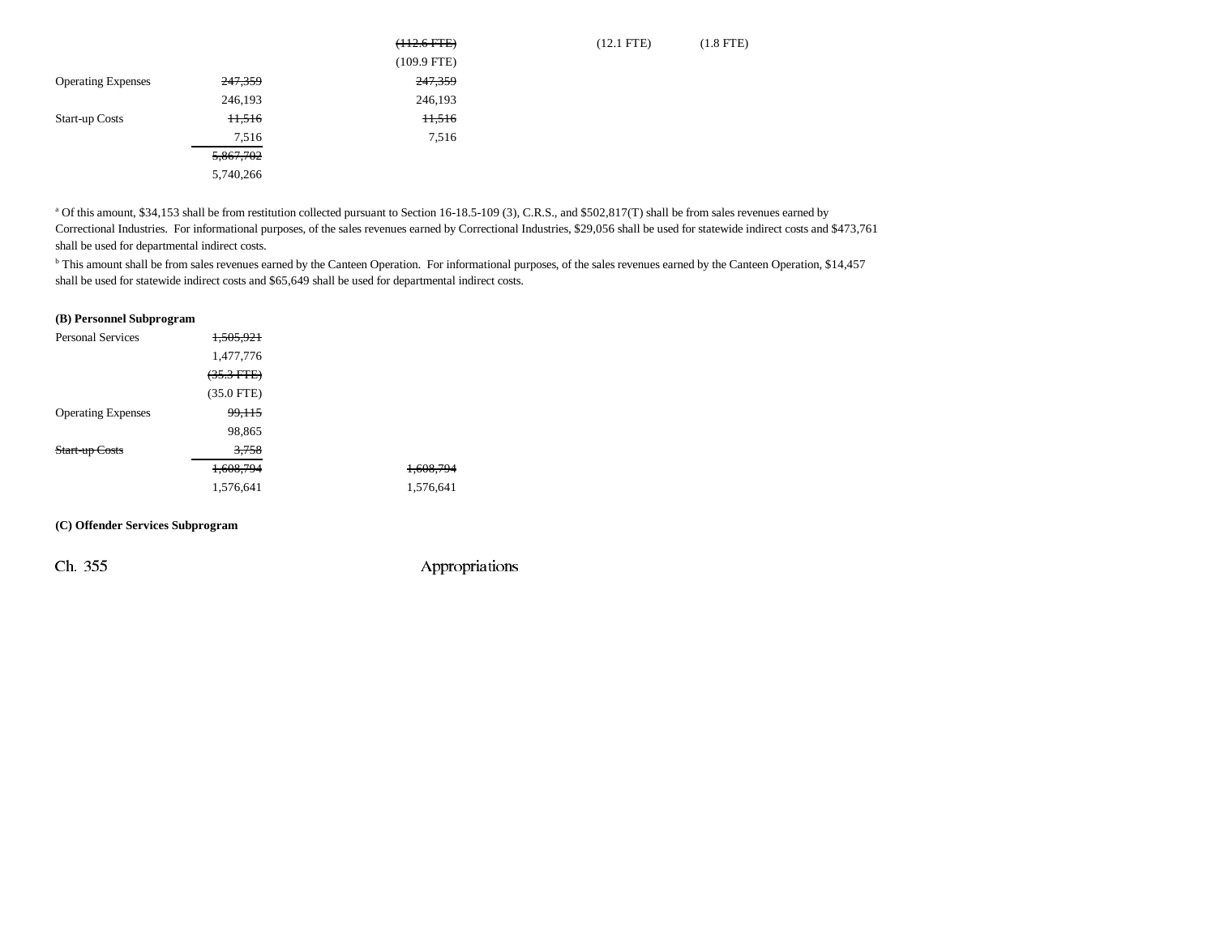| | | | | |
|---|---|---|---|---|
| | | ~~(112.6 FTE)~~ | (12.1 FTE) | (1.8 FTE) |
| | | (109.9 FTE) | | |
| Operating Expenses | ~~247,359~~ | ~~247,359~~ | | |
| | 246,193 | 246,193 | | |
| Start-up Costs | ~~11,516~~ | ~~11,516~~ | | |
| | 7,516 | 7,516 | | |
| | ~~5,867,702~~ | | | |
| | 5,740,266 | | | |

[a] Of this amount, $34,153 shall be from restitution collected pursuant to Section 16-18.5-109 (3), C.R.S., and $502,817(T) shall be from sales revenues earned by Correctional Industries. For informational purposes, of the sales revenues earned by Correctional Industries, $29,056 shall be used for statewide indirect costs and $473,761 shall be used for departmental indirect costs.

[b] This amount shall be from sales revenues earned by the Canteen Operation. For informational purposes, of the sales revenues earned by the Canteen Operation, $14,457 shall be used for statewide indirect costs and $65,649 shall be used for departmental indirect costs.

**(B) Personnel Subprogram**

| | | |
|---|---|---|
| Personal Services | ~~1,505,921~~ | |
| | 1,477,776 | |
| | ~~(35.3 FTE)~~ | |
| | (35.0 FTE) | |
| Operating Expenses | ~~99,115~~ | |
| | 98,865 | |
| ~~Start-up Costs~~ | ~~3,758~~ | |
| | ~~1,608,794~~ | ~~1,608,794~~ |
| | 1,576,641 | 1,576,641 |

**(C) Offender Services Subprogram**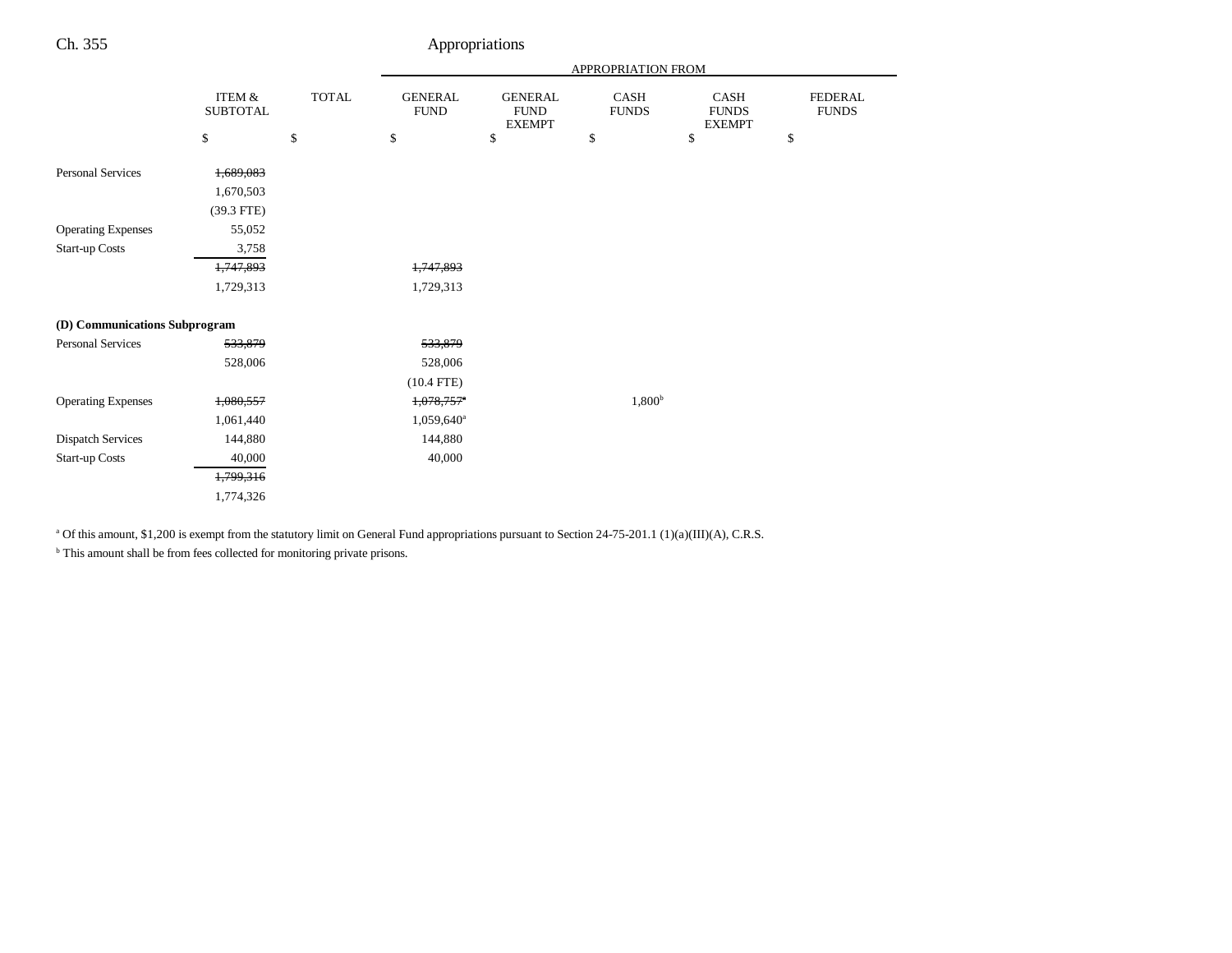| | ITEM & SUBTOTAL | TOTAL | GENERAL FUND | GENERAL FUND EXEMPT | CASH FUNDS | CASH FUNDS EXEMPT | FEDERAL FUNDS |
|---|---|---|---|---|---|---|---|
| | | | APPROPRIATION FROM | | | | |
| | $ | $ | $ | $ | $ | $ | $ |
| Personal Services | ~~1,689,083~~ | | | | | | |
| | 1,670,503 | | | | | | |
| | (39.3 FTE) | | | | | | |
| Operating Expenses | 55,052 | | | | | | |
| Start-up Costs | 3,758 | | | | | | |
| | ~~1,747,893~~ | | ~~1,747,893~~ | | | | |
| | 1,729,313 | | 1,729,313 | | | | |
| **(D) Communications Subprogram** | | | | | | | |
| Personal Services | ~~533,879~~ | | ~~533,879~~ | | | | |
| | 528,006 | | 528,006 | | | | |
| | | | (10.4 FTE) | | | | |
| Operating Expenses | ~~1,080,557~~ | | ~~1,078,757~~[a] | | 1,800[b] | | |
| | 1,061,440 | | 1,059,640[a] | | | | |
| Dispatch Services | 144,880 | | 144,880 | | | | |
| Start-up Costs | 40,000 | | 40,000 | | | | |
| | ~~1,799,316~~ | | | | | | |
| | 1,774,326 | | | | | | |

[a] Of this amount, $1,200 is exempt from the statutory limit on General Fund appropriations pursuant to Section 24-75-201.1 (1)(a)(III)(A), C.R.S.

[b] This amount shall be from fees collected for monitoring private prisons.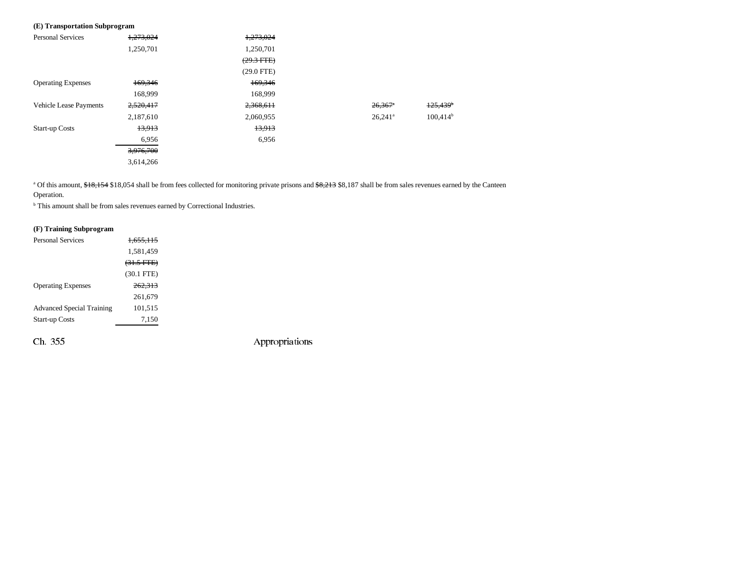**(E) Transportation Subprogram**

| | | | | | |
|---|---|---|---|---|---|
| Personal Services | ~~1,273,024~~ | ~~1,273,024~~ | | | |
| | 1,250,701 | 1,250,701 | | | |
| | | ~~(29.3 FTE)~~ | | | |
| | | (29.0 FTE) | | | |
| Operating Expenses | ~~169,346~~ | ~~169,346~~ | | | |
| | 168,999 | 168,999 | | | |
| Vehicle Lease Payments | ~~2,520,417~~ | ~~2,368,611~~ | | ~~26,367~~[a] | ~~125,439~~[b] |
| | 2,187,610 | 2,060,955 | | 26,241[a] | 100,414[b] |
| Start-up Costs | ~~13,913~~ | ~~13,913~~ | | | |
| | 6,956 | 6,956 | | | |
| | ~~3,976,700~~ | | | | |
| | 3,614,266 | | | | |

[a] Of this amount, ~~$18,154~~ $18,054 shall be from fees collected for monitoring private prisons and ~~$8,213~~ $8,187 shall be from sales revenues earned by the Canteen Operation.

[b] This amount shall be from sales revenues earned by Correctional Industries.

**(F) Training Subprogram**

| | |
|---|---|
| Personal Services | ~~1,655,115~~ |
| | 1,581,459 |
| | ~~(31.5 FTE)~~ |
| | (30.1 FTE) |
| Operating Expenses | ~~262,313~~ |
| | 261,679 |
| Advanced Special Training | 101,515 |
| Start-up Costs | 7,150 |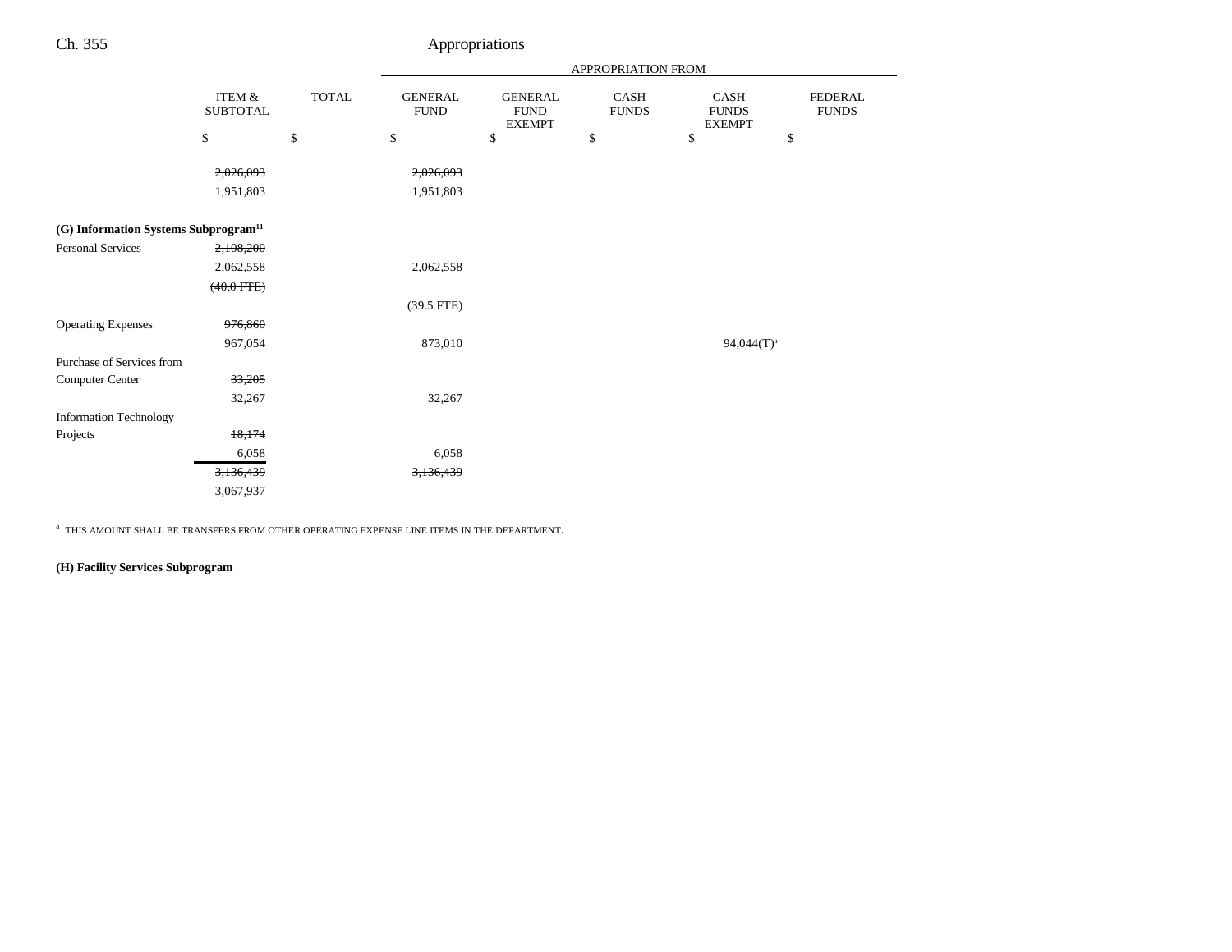| | ITEM & SUBTOTAL | TOTAL | GENERAL FUND | GENERAL FUND EXEMPT | CASH FUNDS | CASH FUNDS EXEMPT | FEDERAL FUNDS |
|---|---|---|---|---|---|---|---|
| | | | APPROPRIATION FROM | | | | |
| | $ | $ | $ | $ | $ | $ | $ |
| | ~~2,026,093~~ | | ~~2,026,093~~ | | | | |
| | 1,951,803 | | 1,951,803 | | | | |
| **(G) Information Systems Subprogram**[11] | | | | | | | |
| Personal Services | ~~2,108,200~~ | | | | | | |
| | 2,062,558 | | 2,062,558 | | | | |
| | ~~(40.0 FTE)~~ | | | | | | |
| | | | (39.5 FTE) | | | | |
| Operating Expenses | ~~976,860~~ | | | | | | |
| | 967,054 | | 873,010 | | | 94,044(T)[a] | |
| Purchase of Services from Computer Center | ~~33,205~~ | | | | | | |
| | 32,267 | | 32,267 | | | | |
| Information Technology Projects | ~~18,174~~ | | | | | | |
| | 6,058 | | 6,058 | | | | |
| | ~~3,136,439~~ | | ~~3,136,439~~ | | | | |
| | 3,067,937 | | | | | | |

[a] THIS AMOUNT SHALL BE TRANSFERS FROM OTHER OPERATING EXPENSE LINE ITEMS IN THE DEPARTMENT.

**(H) Facility Services Subprogram**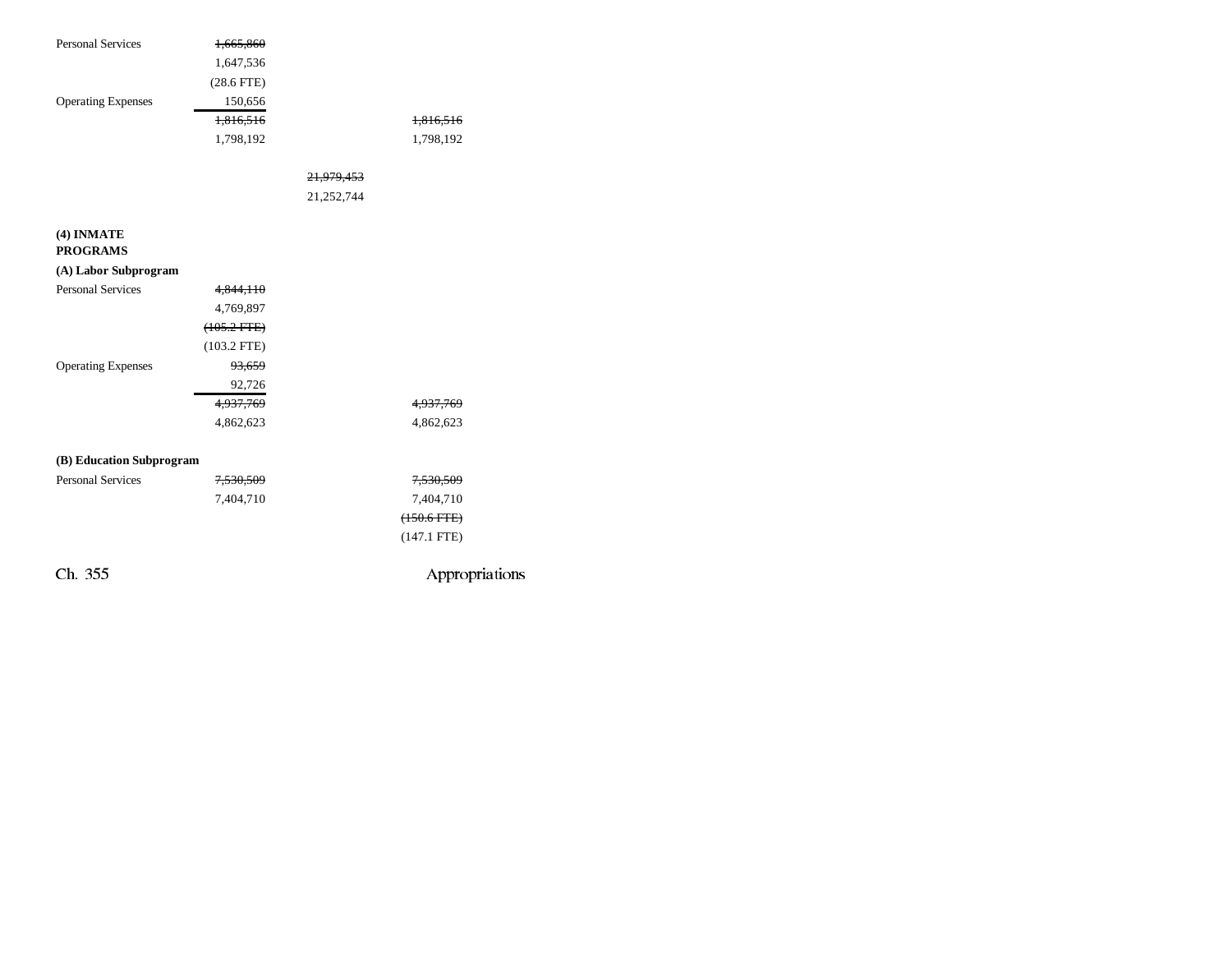| | | | |
|---|---|---|---|
| Personal Services | ~~1,665,860~~ | | |
| | 1,647,536 | | |
| | (28.6 FTE) | | |
| Operating Expenses | 150,656 | | |
| | ~~1,816,516~~ | | ~~1,816,516~~ |
| | 1,798,192 | | 1,798,192 |
| | | ~~21,979,453~~ | |
| | | 21,252,744 | |
| **(4) INMATE PROGRAMS** | | | |
| **(A) Labor Subprogram** | | | |
| Personal Services | ~~4,844,110~~ | | |
| | 4,769,897 | | |
| | ~~(105.2 FTE)~~ | | |
| | (103.2 FTE) | | |
| Operating Expenses | ~~93,659~~ | | |
| | 92,726 | | |
| | ~~4,937,769~~ | | ~~4,937,769~~ |
| | 4,862,623 | | 4,862,623 |
| **(B) Education Subprogram** | | | |
| Personal Services | ~~7,530,509~~ | | ~~7,530,509~~ |
| | 7,404,710 | | 7,404,710 |
| | | | ~~(150.6 FTE)~~ |
| | | | (147.1 FTE) |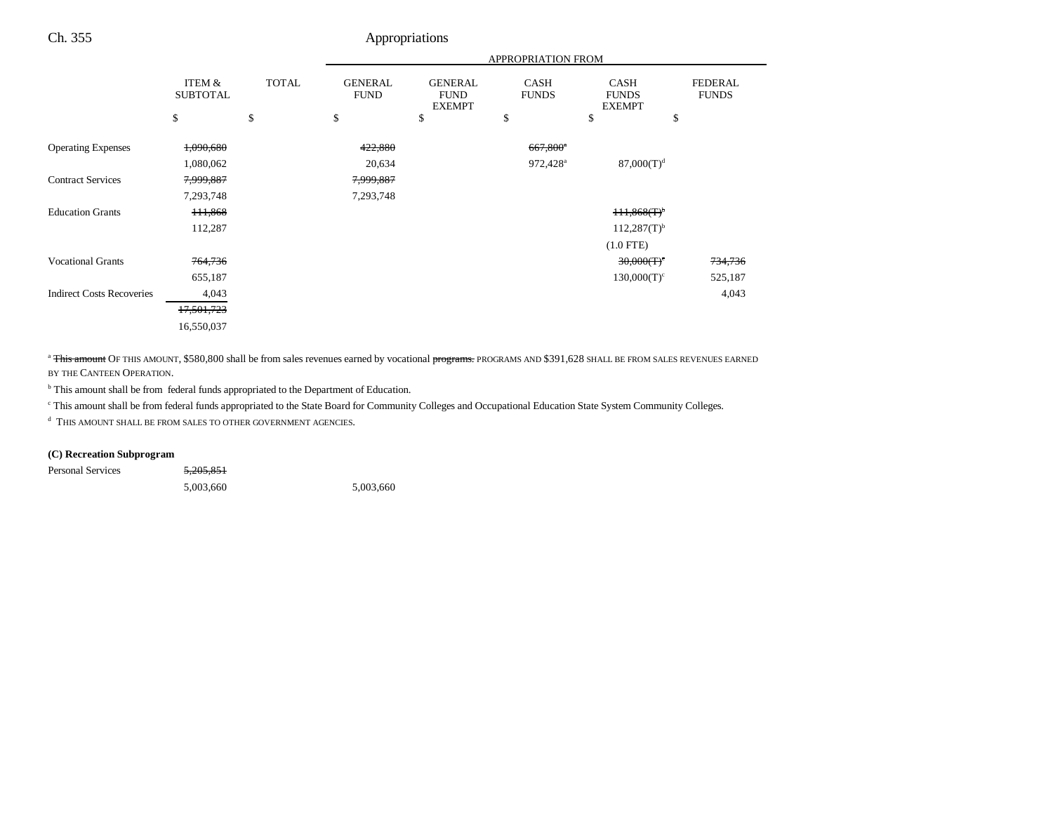| | ITEM & SUBTOTAL | TOTAL | GENERAL FUND | GENERAL FUND EXEMPT | CASH FUNDS | CASH FUNDS EXEMPT | FEDERAL FUNDS |
|---|---|---|---|---|---|---|---|
| | | | APPROPRIATION FROM | | | | |
| | $ | $ | $ | $ | $ | $ | $ |
| Operating Expenses | ~~1,090,680~~ | | ~~422,880~~ | | ~~667,800[a]~~ | | |
| | 1,080,062 | | 20,634 | | 972,428[a] | 87,000(T)[d] | |
| Contract Services | ~~7,999,887~~ | | ~~7,999,887~~ | | | | |
| | 7,293,748 | | 7,293,748 | | | | |
| Education Grants | ~~111,868~~ | | | | | ~~111,868(T)[b]~~ | |
| | 112,287 | | | | | 112,287(T)[b] | |
| | | | | | | (1.0 FTE) | |
| Vocational Grants | ~~764,736~~ | | | | | ~~30,000(T)[c]~~ | ~~734,736~~ |
| | 655,187 | | | | | 130,000(T)[c] | 525,187 |
| Indirect Costs Recoveries | 4,043 | | | | | | 4,043 |
| | ~~17,501,723~~ | | | | | | |
| | 16,550,037 | | | | | | |

[a] ~~This amount~~ OF THIS AMOUNT, $580,800 shall be from sales revenues earned by vocational ~~programs.~~ PROGRAMS AND $391,628 SHALL BE FROM SALES REVENUES EARNED BY THE CANTEEN OPERATION.

[b] This amount shall be from federal funds appropriated to the Department of Education.

[c] This amount shall be from federal funds appropriated to the State Board for Community Colleges and Occupational Education State System Community Colleges.

[d] THIS AMOUNT SHALL BE FROM SALES TO OTHER GOVERNMENT AGENCIES.

**(C) Recreation Subprogram**

| | ITEM & SUBTOTAL | TOTAL | GENERAL FUND | GENERAL FUND EXEMPT | CASH FUNDS | CASH FUNDS EXEMPT | FEDERAL FUNDS |
|---|---|---|---|---|---|---|---|
| Personal Services | ~~5,205,851~~ | | | | | | |
| | 5,003,660 | | 5,003,660 | | | | |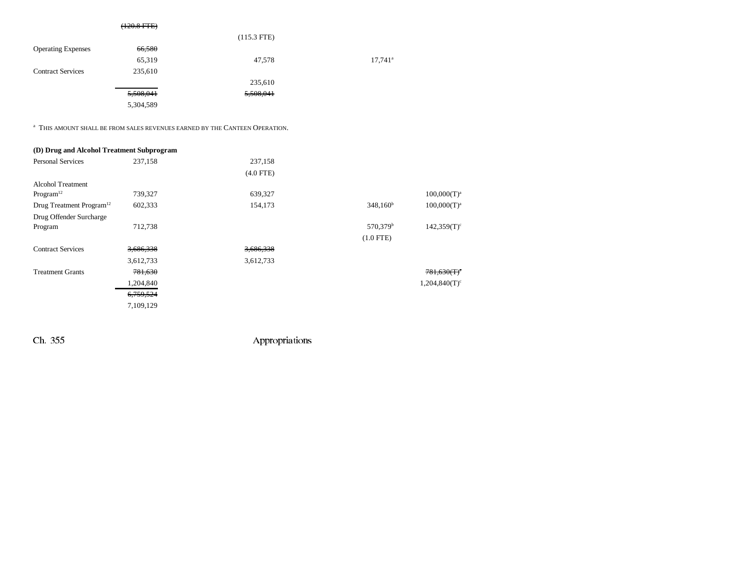| | | | | |
|---|---|---|---|---|
| | ~~(120.8 FTE)~~ | | | |
| | | (115.3 FTE) | | |
| Operating Expenses | ~~66,580~~ | | | |
| | 65,319 | 47,578 | 17,741[a] | |
| Contract Services | 235,610 | | | |
| | | 235,610 | | |
| | ~~5,508,041~~ | ~~5,508,041~~ | | |
| | 5,304,589 | | | |

[a] THIS AMOUNT SHALL BE FROM SALES REVENUES EARNED BY THE CANTEEN OPERATION.

**(D) Drug and Alcohol Treatment Subprogram**

| | | | | |
|---|---|---|---|---|
| Personal Services | 237,158 | 237,158 | | |
| | | (4.0 FTE) | | |
| Alcohol Treatment Program[12] | 739,327 | 639,327 | | 100,000(T)[a] |
| Drug Treatment Program[12] | 602,333 | 154,173 | 348,160[b] | 100,000(T)[a] |
| Drug Offender Surcharge Program | 712,738 | | 570,379[b] | 142,359(T)[c] |
| | | | (1.0 FTE) | |
| Contract Services | ~~3,686,338~~ | ~~3,686,338~~ | | |
| | 3,612,733 | 3,612,733 | | |
| Treatment Grants | ~~781,630~~ | | | ~~781,630(T)~~ |
| | 1,204,840 | | | 1,204,840(T)[c] |
| | ~~6,759,524~~ | | | |
| | 7,109,129 | | | |

Ch. 355 Appropriations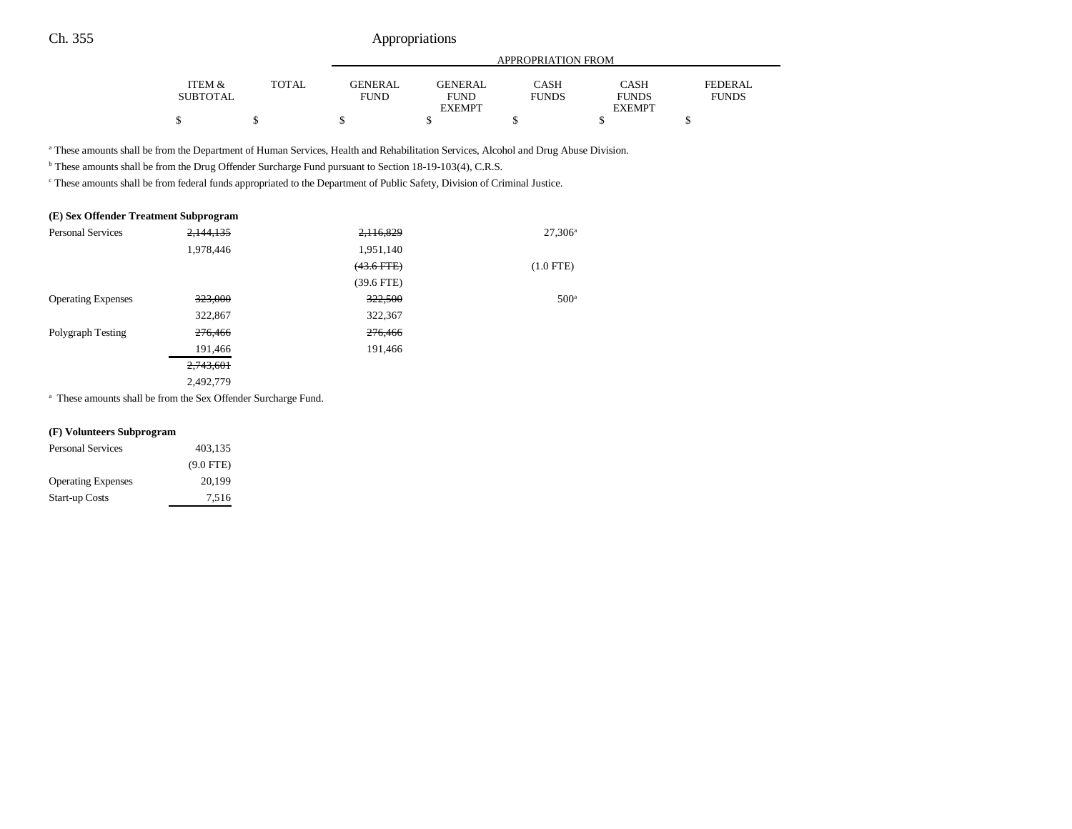| | ITEM & SUBTOTAL | TOTAL | APPROPRIATION FROM GENERAL FUND | GENERAL FUND EXEMPT | CASH FUNDS | CASH FUNDS EXEMPT | FEDERAL FUNDS |
|---|---|---|---|---|---|---|---|
| | $ | $ | $ | $ | $ | $ | $ |

[a] These amounts shall be from the Department of Human Services, Health and Rehabilitation Services, Alcohol and Drug Abuse Division.

[b] These amounts shall be from the Drug Offender Surcharge Fund pursuant to Section 18-19-103(4), C.R.S.

[c] These amounts shall be from federal funds appropriated to the Department of Public Safety, Division of Criminal Justice.

**(E) Sex Offender Treatment Subprogram**

| | ITEM & SUBTOTAL | TOTAL | GENERAL FUND | GENERAL FUND EXEMPT | CASH FUNDS | CASH FUNDS EXEMPT | FEDERAL FUNDS |
|---|---|---|---|---|---|---|---|
| Personal Services | ~~2,144,135~~ | | ~~2,116,829~~ | | 27,306[a] | | |
| | 1,978,446 | | 1,951,140 | | | | |
| | | | ~~(43.6 FTE)~~ | | (1.0 FTE) | | |
| | | | (39.6 FTE) | | | | |
| Operating Expenses | ~~323,000~~ | | ~~322,500~~ | | 500[a] | | |
| | 322,867 | | 322,367 | | | | |
| Polygraph Testing | ~~276,466~~ | | ~~276,466~~ | | | | |
| | 191,466 | | 191,466 | | | | |
| | ~~2,743,601~~ | | | | | | |
| | 2,492,779 | | | | | | |

[a] These amounts shall be from the Sex Offender Surcharge Fund.

**(F) Volunteers Subprogram**

| | ITEM & SUBTOTAL | TOTAL | GENERAL FUND | GENERAL FUND EXEMPT | CASH FUNDS | CASH FUNDS EXEMPT | FEDERAL FUNDS |
|---|---|---|---|---|---|---|---|
| Personal Services | 403,135 | | | | | | |
| | (9.0 FTE) | | | | | | |
| Operating Expenses | 20,199 | | | | | | |
| Start-up Costs | 7,516 | | | | | | |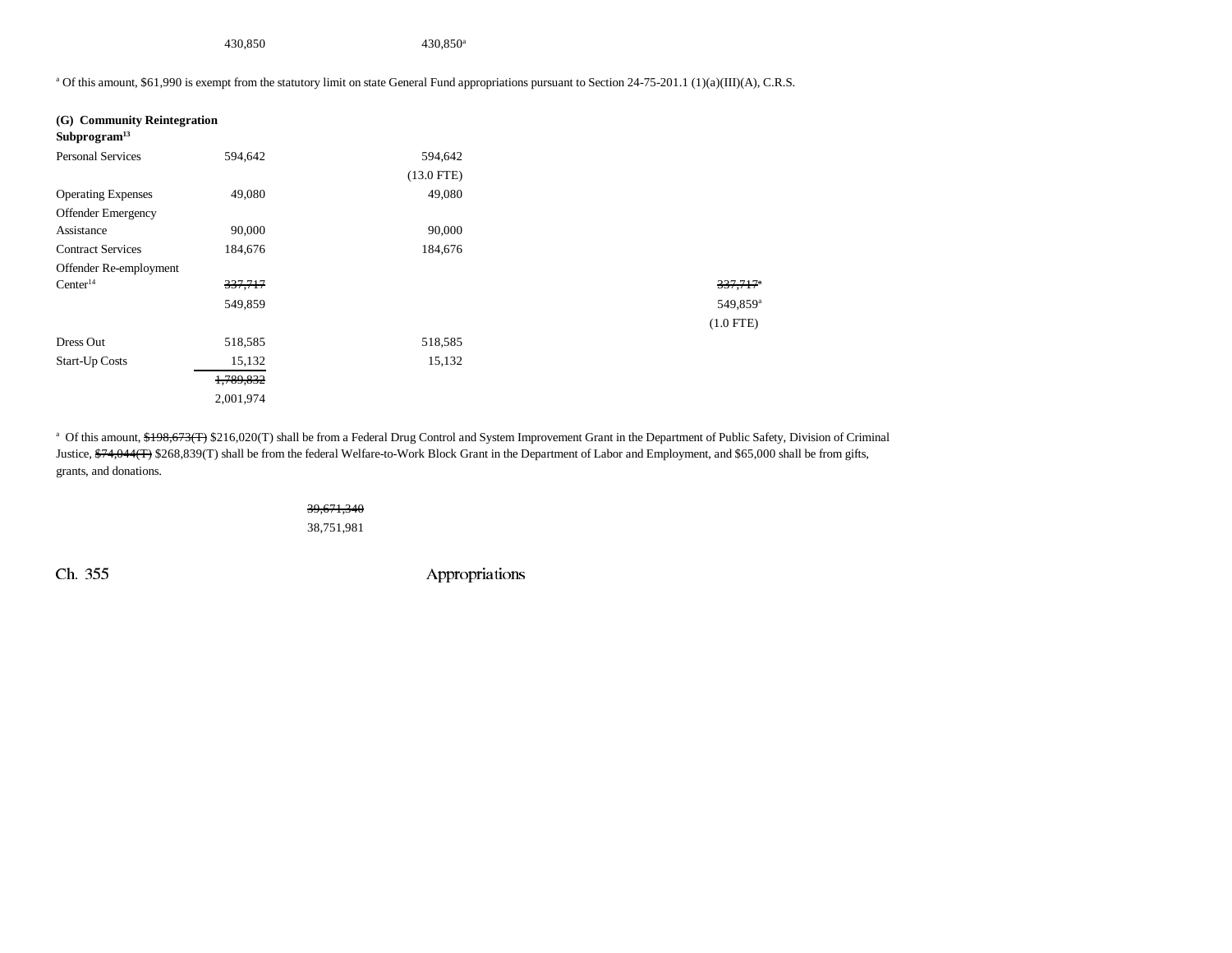| | | | |
|---|---|---|---|
| | 430,850 | 430,850[a] | |

[a] Of this amount, $61,990 is exempt from the statutory limit on state General Fund appropriations pursuant to Section 24-75-201.1 (1)(a)(III)(A), C.R.S.

| (G) Community Reintegration Subprogram[13] | | | |
|---|---|---|---|
| Personal Services | 594,642 | 594,642 (13.0 FTE) | |
| Operating Expenses | 49,080 | 49,080 | |
| Offender Emergency Assistance | 90,000 | 90,000 | |
| Contract Services | 184,676 | 184,676 | |
| Offender Re-employment Center[14] | ~~337,717~~ 549,859 | | ~~337,717[a]~~ 549,859[a] (1.0 FTE) |
| Dress Out | 518,585 | 518,585 | |
| Start-Up Costs | 15,132 | 15,132 | |
| | ~~1,789,832~~ 2,001,974 | | |

[a] Of this amount, ~~$198,673(T)~~ $216,020(T) shall be from a Federal Drug Control and System Improvement Grant in the Department of Public Safety, Division of Criminal Justice, ~~$74,044(T)~~ $268,839(T) shall be from the federal Welfare-to-Work Block Grant in the Department of Labor and Employment, and $65,000 shall be from gifts, grants, and donations.

~~39,671,340~~
38,751,981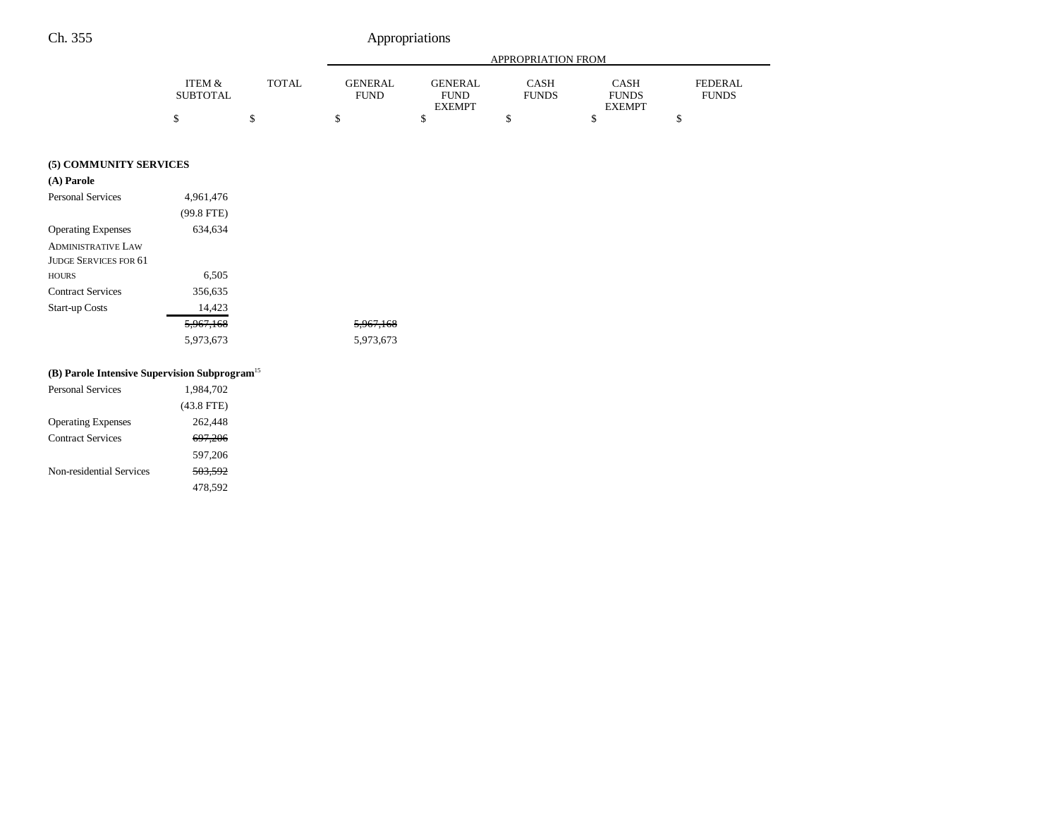| | ITEM & SUBTOTAL | TOTAL | APPROPRIATION FROM GENERAL FUND | GENERAL FUND EXEMPT | CASH FUNDS | CASH FUNDS EXEMPT | FEDERAL FUNDS |
|---|---|---|---|---|---|---|---|
| | $ | $ | $ | $ | $ | $ | $ |
| **(5) COMMUNITY SERVICES** | | | | | | | |
| **(A) Parole** | | | | | | | |
| Personal Services | 4,961,476 | | | | | | |
| | (99.8 FTE) | | | | | | |
| Operating Expenses | 634,634 | | | | | | |
| ADMINISTRATIVE LAW JUDGE SERVICES FOR 61 HOURS | 6,505 | | | | | | |
| Contract Services | 356,635 | | | | | | |
| Start-up Costs | 14,423 | | | | | | |
| | ~~5,967,168~~ | | ~~5,967,168~~ | | | | |
| | 5,973,673 | | 5,973,673 | | | | |
| **(B) Parole Intensive Supervision Subprogram**[15] | | | | | | | |
| Personal Services | 1,984,702 | | | | | | |
| | (43.8 FTE) | | | | | | |
| Operating Expenses | 262,448 | | | | | | |
| Contract Services | ~~697,206~~ | | | | | | |
| | 597,206 | | | | | | |
| Non-residential Services | ~~503,592~~ | | | | | | |
| | 478,592 | | | | | | |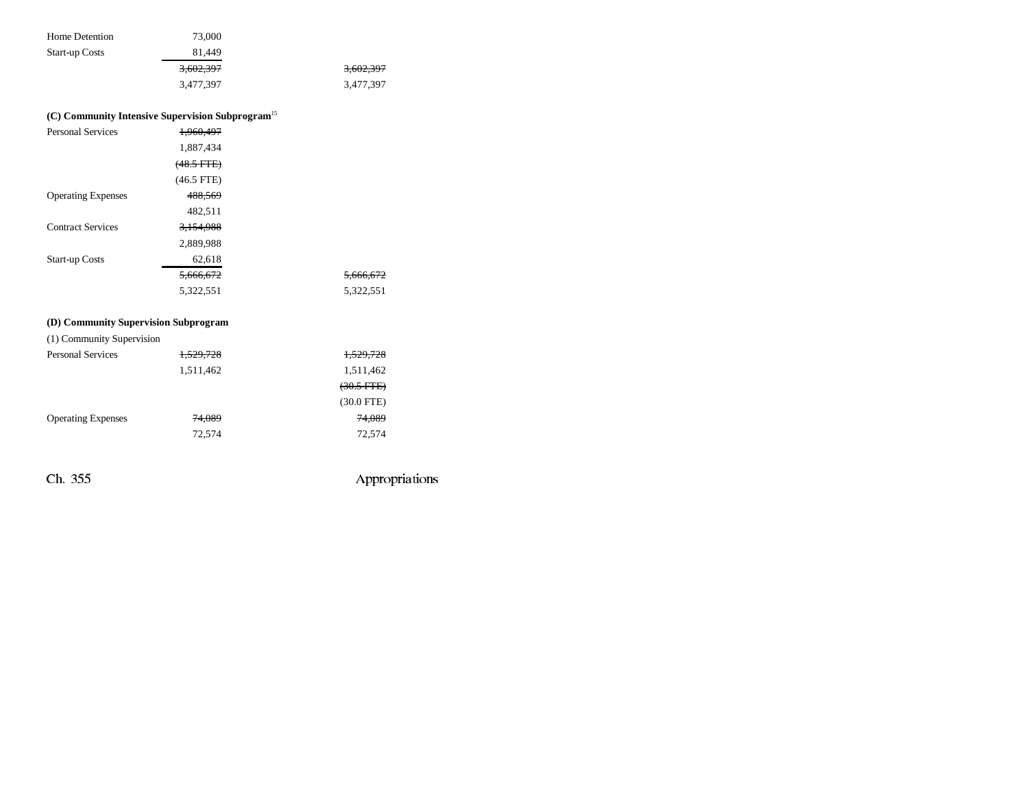| | | |
|---|---|---|
| Home Detention | 73,000 | |
| Start-up Costs | 81,449 | |
| | ~~3,602,397~~ | ~~3,602,397~~ |
| | 3,477,397 | 3,477,397 |

**(C) Community Intensive Supervision Subprogram**[15]

| | | |
|---|---|---|
| Personal Services | ~~1,960,497~~ | |
| | 1,887,434 | |
| | ~~(48.5 FTE)~~ | |
| | (46.5 FTE) | |
| Operating Expenses | ~~488,569~~ | |
| | 482,511 | |
| Contract Services | ~~3,154,988~~ | |
| | 2,889,988 | |
| Start-up Costs | 62,618 | |
| | ~~5,666,672~~ | ~~5,666,672~~ |
| | 5,322,551 | 5,322,551 |

**(D) Community Supervision Subprogram**

(1) Community Supervision

| | | |
|---|---|---|
| Personal Services | ~~1,529,728~~ | ~~1,529,728~~ |
| | 1,511,462 | 1,511,462 |
| | | ~~(30.5 FTE)~~ |
| | | (30.0 FTE) |
| Operating Expenses | ~~74,089~~ | ~~74,089~~ |
| | 72,574 | 72,574 |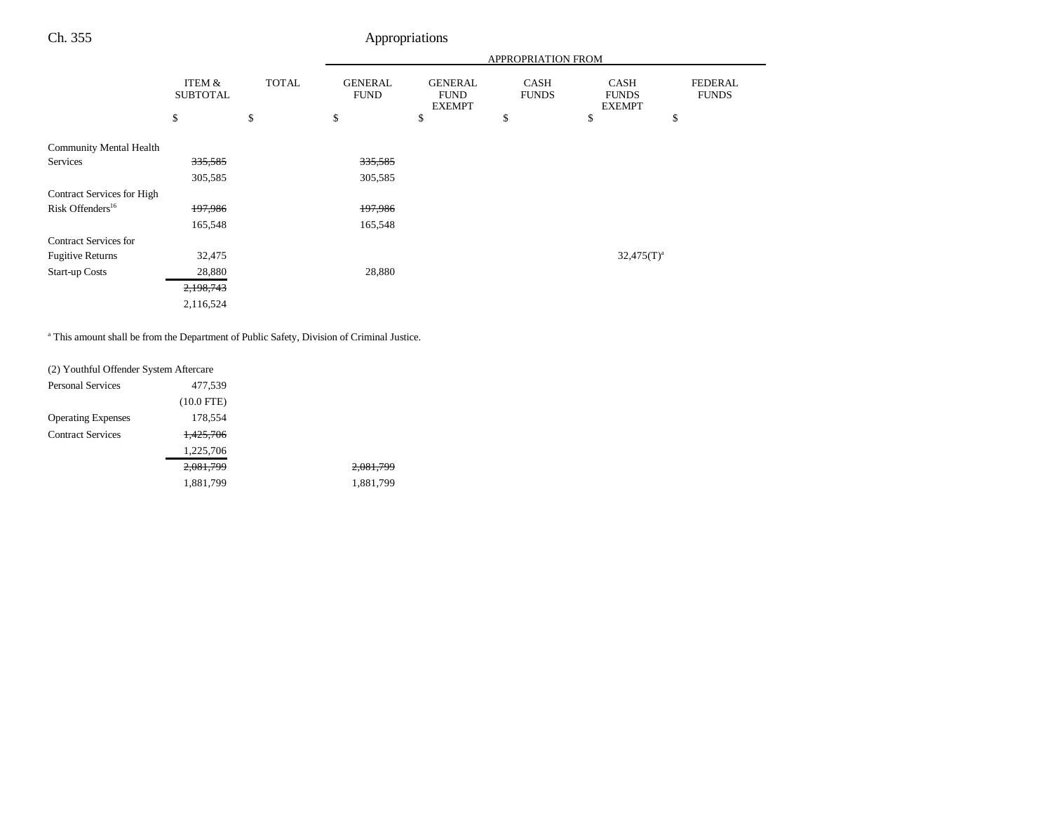| | ITEM & SUBTOTAL | TOTAL | APPROPRIATION FROM | | | | |
|---|---|---|---|---|---|---|---|
| | | | GENERAL FUND | GENERAL FUND EXEMPT | CASH FUNDS | CASH FUNDS EXEMPT | FEDERAL FUNDS |
| | $ | $ | $ | $ | $ | $ | $ |
| Community Mental Health Services | ~~335,585~~ | | ~~335,585~~ | | | | |
| | 305,585 | | 305,585 | | | | |
| Contract Services for High Risk Offenders[16] | ~~197,986~~ | | ~~197,986~~ | | | | |
| | 165,548 | | 165,548 | | | | |
| Contract Services for Fugitive Returns | 32,475 | | | | | 32,475(T)[a] | |
| Start-up Costs | 28,880 | | 28,880 | | | | |
| | ~~2,198,743~~ | | | | | | |
| | 2,116,524 | | | | | | |

[a] This amount shall be from the Department of Public Safety, Division of Criminal Justice.

| | ITEM & SUBTOTAL | TOTAL | GENERAL FUND | GENERAL FUND EXEMPT | CASH FUNDS | CASH FUNDS EXEMPT | FEDERAL FUNDS |
|---|---|---|---|---|---|---|---|
| (2) Youthful Offender System Aftercare | | | | | | | |
| Personal Services | 477,539 | | | | | | |
| | (10.0 FTE) | | | | | | |
| Operating Expenses | 178,554 | | | | | | |
| Contract Services | ~~1,425,706~~ | | | | | | |
| | 1,225,706 | | | | | | |
| | ~~2,081,799~~ | | ~~2,081,799~~ | | | | |
| | 1,881,799 | | 1,881,799 | | | | |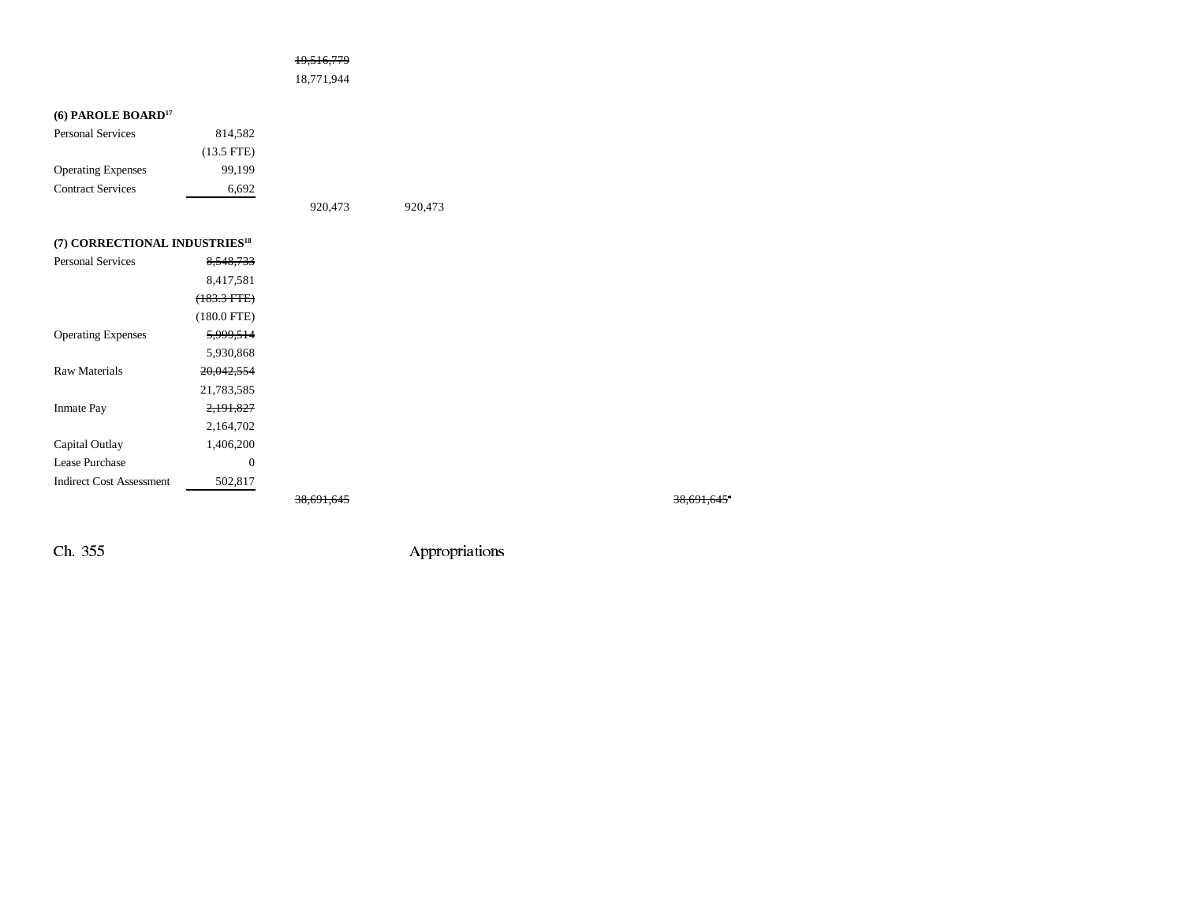| | | | | | | |
|---|---|---|---|---|---|---|
| | | ~~19,516,779~~ | | | | |
| | | 18,771,944 | | | | |
| **(6) PAROLE BOARD[17]** | | | | | | |
| Personal Services | 814,582 | | | | | |
| | (13.5 FTE) | | | | | |
| Operating Expenses | 99,199 | | | | | |
| Contract Services | 6,692 | | | | | |
| | | 920,473 | 920,473 | | | |
| **(7) CORRECTIONAL INDUSTRIES[18]** | | | | | | |
| Personal Services | ~~8,548,733~~ | | | | | |
| | 8,417,581 | | | | | |
| | ~~(183.3 FTE)~~ | | | | | |
| | (180.0 FTE) | | | | | |
| Operating Expenses | ~~5,999,514~~ | | | | | |
| | 5,930,868 | | | | | |
| Raw Materials | ~~20,042,554~~ | | | | | |
| | 21,783,585 | | | | | |
| Inmate Pay | ~~2,191,827~~ | | | | | |
| | 2,164,702 | | | | | |
| Capital Outlay | 1,406,200 | | | | | |
| Lease Purchase | 0 | | | | | |
| Indirect Cost Assessment | 502,817 | | | | | |
| | | ~~38,691,645~~ | | | ~~38,691,645~~[a] | |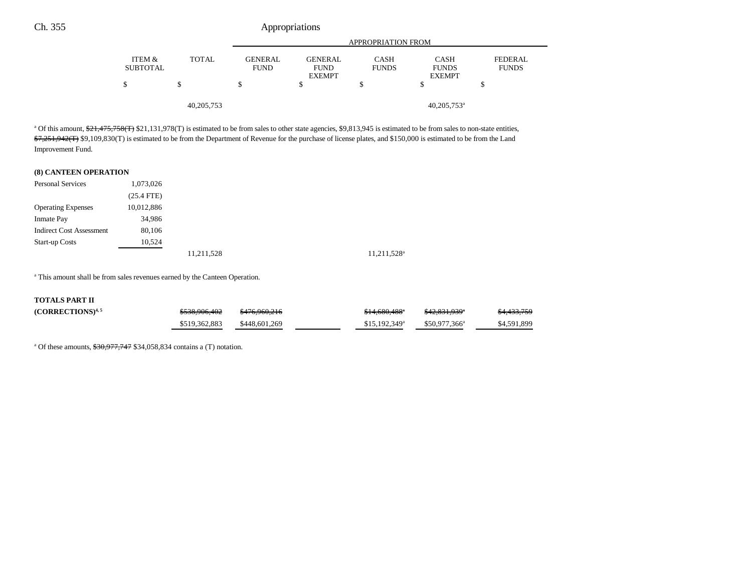| | ITEM & SUBTOTAL | TOTAL | GENERAL FUND | GENERAL FUND EXEMPT | CASH FUNDS | CASH FUNDS EXEMPT | FEDERAL FUNDS |
|---|---|---|---|---|---|---|---|
| | | | APPROPRIATION FROM | | | | |
| | $ | $ | $ | $ | $ | $ | $ |
| | | 40,205,753 | | | | 40,205,753[a] | |

[a] Of this amount, ~~$21,475,758(T)~~ $21,131,978(T) is estimated to be from sales to other state agencies, $9,813,945 is estimated to be from sales to non-state entities, ~~$7,251,942(T)~~ $9,109,830(T) is estimated to be from the Department of Revenue for the purchase of license plates, and $150,000 is estimated to be from the Land Improvement Fund.

**(8) CANTEEN OPERATION**

| | ITEM & SUBTOTAL | TOTAL | GENERAL FUND | GENERAL FUND EXEMPT | CASH FUNDS | CASH FUNDS EXEMPT | FEDERAL FUNDS |
|---|---|---|---|---|---|---|---|
| Personal Services | 1,073,026 | | | | | | |
| | (25.4 FTE) | | | | | | |
| Operating Expenses | 10,012,886 | | | | | | |
| Inmate Pay | 34,986 | | | | | | |
| Indirect Cost Assessment | 80,106 | | | | | | |
| Start-up Costs | 10,524 | | | | | | |
| | | 11,211,528 | | | 11,211,528[a] | | |

[a] This amount shall be from sales revenues earned by the Canteen Operation.

| | ITEM & SUBTOTAL | TOTAL | GENERAL FUND | GENERAL FUND EXEMPT | CASH FUNDS | CASH FUNDS EXEMPT | FEDERAL FUNDS |
|---|---|---|---|---|---|---|---|
| **TOTALS PART II (CORRECTIONS)**[4, 5] | | ~~$538,906,402~~ | ~~$476,960,216~~ | | ~~$14,680,488[a]~~ | ~~$42,831,939[a]~~ | ~~$4,433,759~~ |
| | | $519,362,883 | $448,601,269 | | $15,192,349[a] | $50,977,366[a] | $4,591,899 |

[a] Of these amounts, ~~$30,977,747~~ $34,058,834 contains a (T) notation.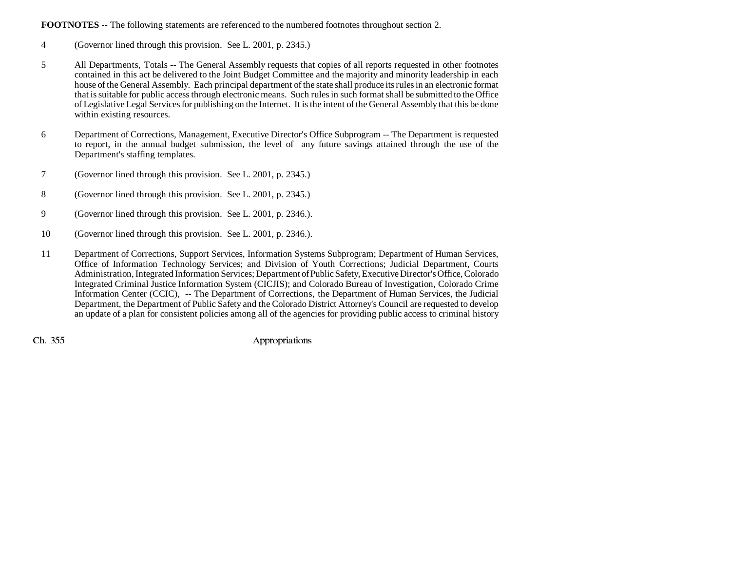**FOOTNOTES** -- The following statements are referenced to the numbered footnotes throughout section 2.

4 (Governor lined through this provision. See L. 2001, p. 2345.)

5 All Departments, Totals -- The General Assembly requests that copies of all reports requested in other footnotes contained in this act be delivered to the Joint Budget Committee and the majority and minority leadership in each house of the General Assembly. Each principal department of the state shall produce its rules in an electronic format that is suitable for public access through electronic means. Such rules in such format shall be submitted to the Office of Legislative Legal Services for publishing on the Internet. It is the intent of the General Assembly that this be done within existing resources.

6 Department of Corrections, Management, Executive Director's Office Subprogram -- The Department is requested to report, in the annual budget submission, the level of any future savings attained through the use of the Department's staffing templates.

7 (Governor lined through this provision. See L. 2001, p. 2345.)

8 (Governor lined through this provision. See L. 2001, p. 2345.)

9 (Governor lined through this provision. See L. 2001, p. 2346.).

10 (Governor lined through this provision. See L. 2001, p. 2346.).

11 Department of Corrections, Support Services, Information Systems Subprogram; Department of Human Services, Office of Information Technology Services; and Division of Youth Corrections; Judicial Department, Courts Administration, Integrated Information Services; Department of Public Safety, Executive Director's Office, Colorado Integrated Criminal Justice Information System (CICJIS); and Colorado Bureau of Investigation, Colorado Crime Information Center (CCIC), -- The Department of Corrections, the Department of Human Services, the Judicial Department, the Department of Public Safety and the Colorado District Attorney's Council are requested to develop an update of a plan for consistent policies among all of the agencies for providing public access to criminal history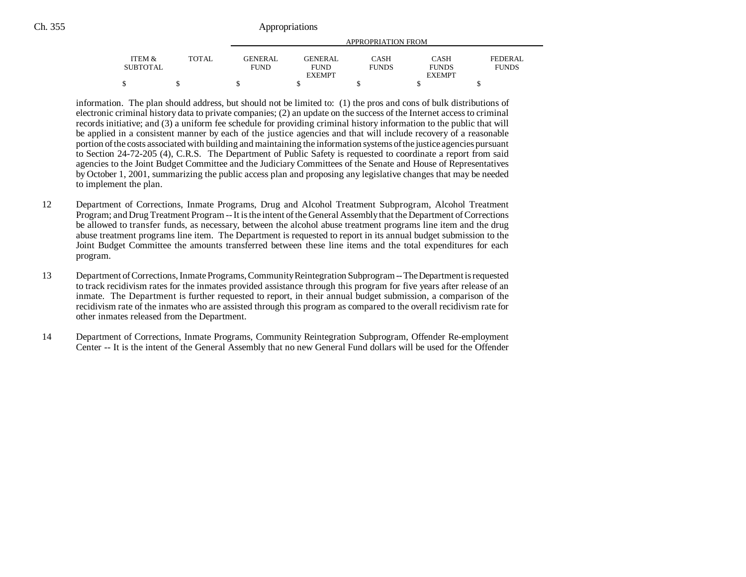| ITEM & SUBTOTAL | TOTAL | GENERAL FUND | GENERAL FUND EXEMPT | CASH FUNDS | CASH FUNDS EXEMPT | FEDERAL FUNDS |
|---|---|---|---|---|---|---|
| $ | $ | $ | $ | $ | $ | $ |

information. The plan should address, but should not be limited to: (1) the pros and cons of bulk distributions of electronic criminal history data to private companies; (2) an update on the success of the Internet access to criminal records initiative; and (3) a uniform fee schedule for providing criminal history information to the public that will be applied in a consistent manner by each of the justice agencies and that will include recovery of a reasonable portion of the costs associated with building and maintaining the information systems of the justice agencies pursuant to Section 24-72-205 (4), C.R.S. The Department of Public Safety is requested to coordinate a report from said agencies to the Joint Budget Committee and the Judiciary Committees of the Senate and House of Representatives by October 1, 2001, summarizing the public access plan and proposing any legislative changes that may be needed to implement the plan.

12 Department of Corrections, Inmate Programs, Drug and Alcohol Treatment Subprogram, Alcohol Treatment Program; and Drug Treatment Program -- It is the intent of the General Assembly that the Department of Corrections be allowed to transfer funds, as necessary, between the alcohol abuse treatment programs line item and the drug abuse treatment programs line item. The Department is requested to report in its annual budget submission to the Joint Budget Committee the amounts transferred between these line items and the total expenditures for each program.

13 Department of Corrections, Inmate Programs, Community Reintegration Subprogram -- The Department is requested to track recidivism rates for the inmates provided assistance through this program for five years after release of an inmate. The Department is further requested to report, in their annual budget submission, a comparison of the recidivism rate of the inmates who are assisted through this program as compared to the overall recidivism rate for other inmates released from the Department.

14 Department of Corrections, Inmate Programs, Community Reintegration Subprogram, Offender Re-employment Center -- It is the intent of the General Assembly that no new General Fund dollars will be used for the Offender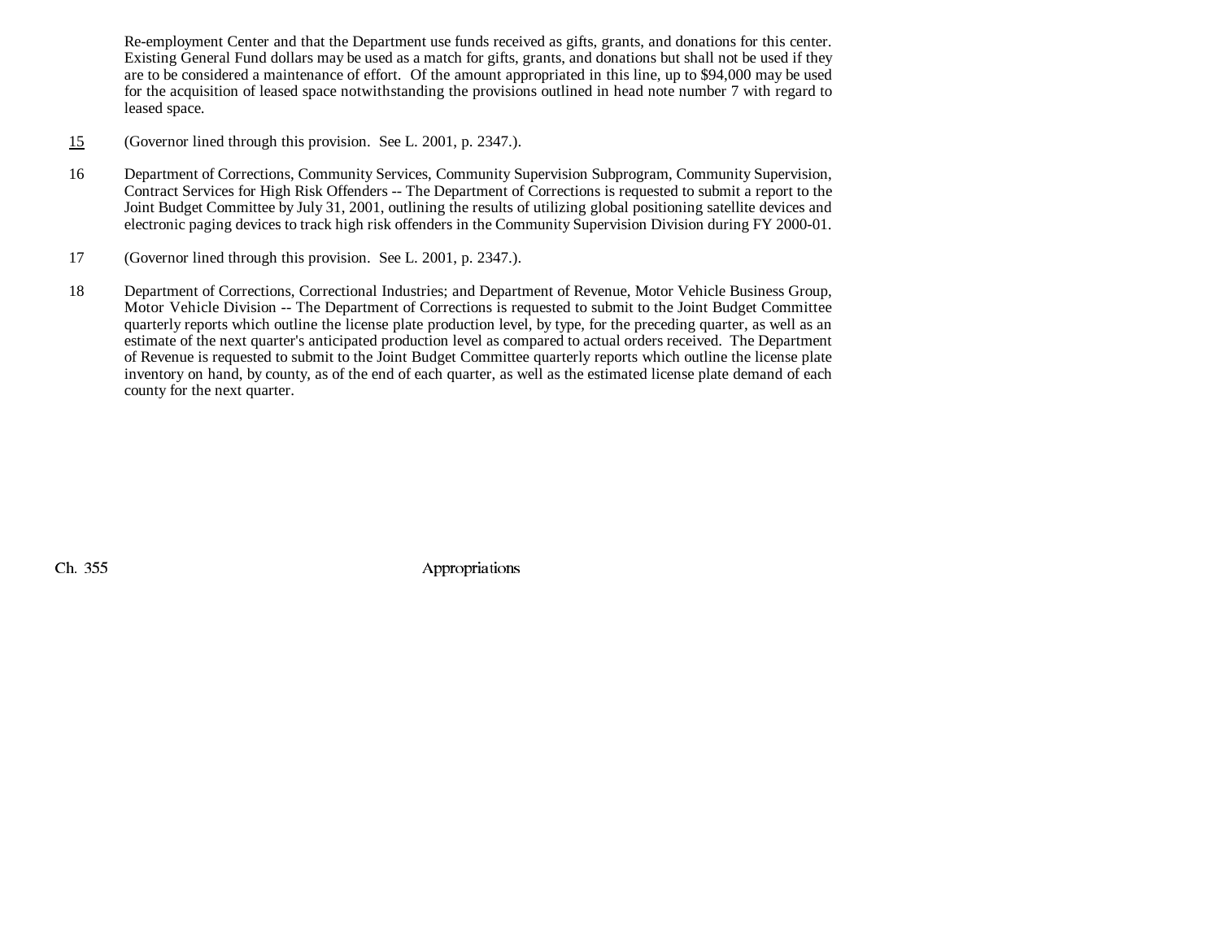Re-employment Center and that the Department use funds received as gifts, grants, and donations for this center. Existing General Fund dollars may be used as a match for gifts, grants, and donations but shall not be used if they are to be considered a maintenance of effort. Of the amount appropriated in this line, up to $94,000 may be used for the acquisition of leased space notwithstanding the provisions outlined in head note number 7 with regard to leased space.

15 (Governor lined through this provision. See L. 2001, p. 2347.).

16 Department of Corrections, Community Services, Community Supervision Subprogram, Community Supervision, Contract Services for High Risk Offenders -- The Department of Corrections is requested to submit a report to the Joint Budget Committee by July 31, 2001, outlining the results of utilizing global positioning satellite devices and electronic paging devices to track high risk offenders in the Community Supervision Division during FY 2000-01.

17 (Governor lined through this provision. See L. 2001, p. 2347.).

18 Department of Corrections, Correctional Industries; and Department of Revenue, Motor Vehicle Business Group, Motor Vehicle Division -- The Department of Corrections is requested to submit to the Joint Budget Committee quarterly reports which outline the license plate production level, by type, for the preceding quarter, as well as an estimate of the next quarter's anticipated production level as compared to actual orders received. The Department of Revenue is requested to submit to the Joint Budget Committee quarterly reports which outline the license plate inventory on hand, by county, as of the end of each quarter, as well as the estimated license plate demand of each county for the next quarter.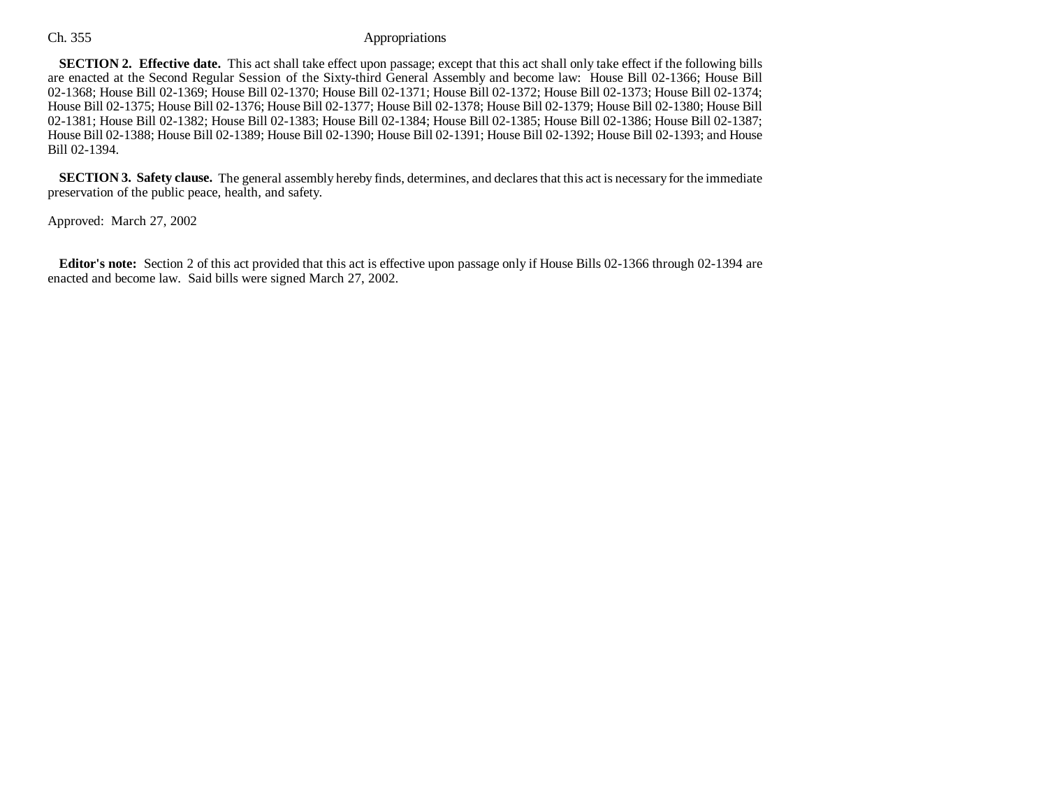**SECTION 2. Effective date.** This act shall take effect upon passage; except that this act shall only take effect if the following bills are enacted at the Second Regular Session of the Sixty-third General Assembly and become law: House Bill 02-1366; House Bill 02-1368; House Bill 02-1369; House Bill 02-1370; House Bill 02-1371; House Bill 02-1372; House Bill 02-1373; House Bill 02-1374; House Bill 02-1375; House Bill 02-1376; House Bill 02-1377; House Bill 02-1378; House Bill 02-1379; House Bill 02-1380; House Bill 02-1381; House Bill 02-1382; House Bill 02-1383; House Bill 02-1384; House Bill 02-1385; House Bill 02-1386; House Bill 02-1387; House Bill 02-1388; House Bill 02-1389; House Bill 02-1390; House Bill 02-1391; House Bill 02-1392; House Bill 02-1393; and House Bill 02-1394.

**SECTION 3. Safety clause.** The general assembly hereby finds, determines, and declares that this act is necessary for the immediate preservation of the public peace, health, and safety.

Approved: March 27, 2002

**Editor's note:** Section 2 of this act provided that this act is effective upon passage only if House Bills 02-1366 through 02-1394 are enacted and become law. Said bills were signed March 27, 2002.